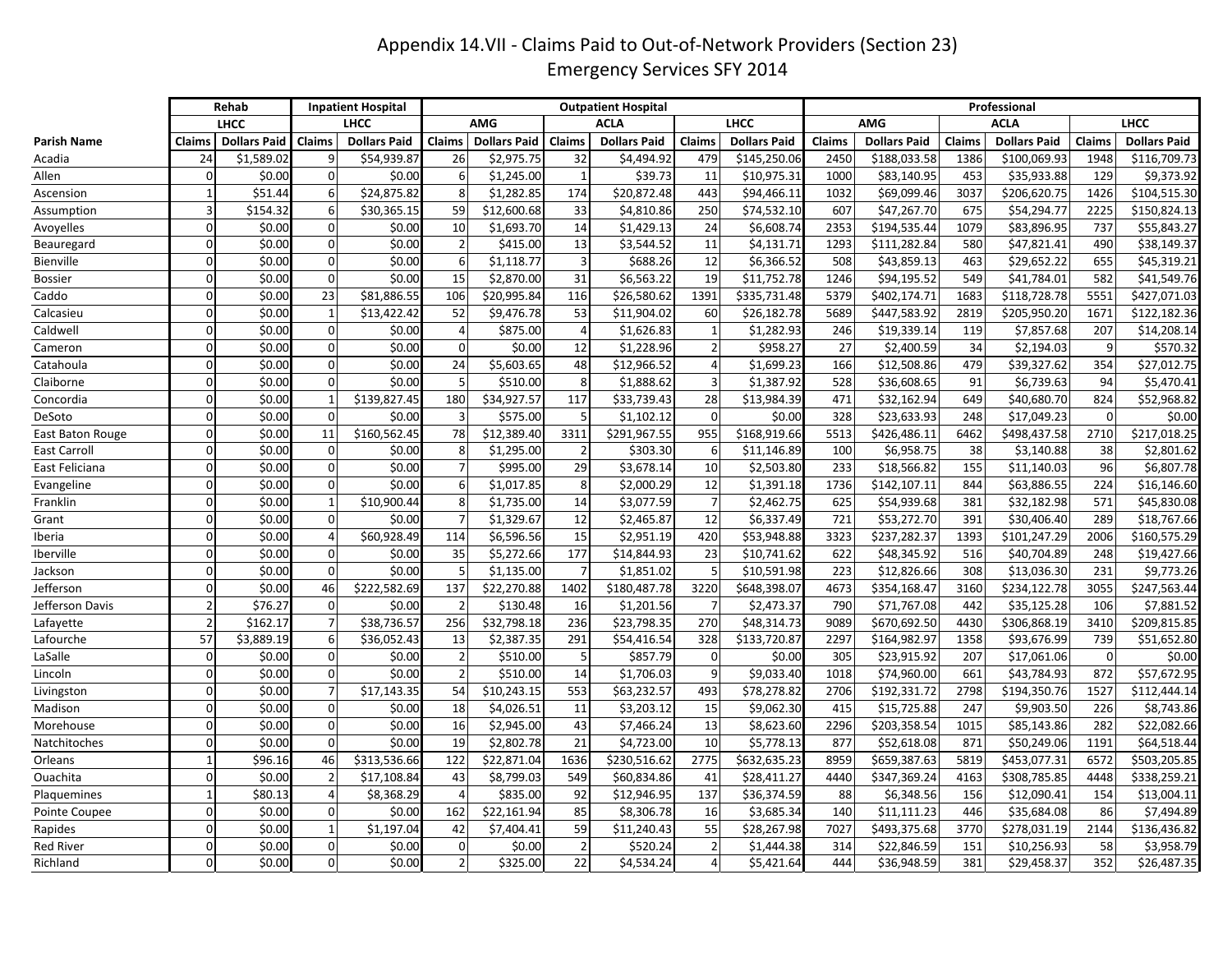# Appendix 14.VII - Claims Paid to Out-of-Network Providers (Section 23)
## Emergency Services SFY 2014

| | Rehab | | Inpatient Hospital | | Outpatient Hospital | | | | | | Professional | | | | | |
|---|---|---|---|---|---|---|---|---|---|---|---|---|---|---|---|---|
| | LHCC | | LHCC | | AMG | | ACLA | | LHCC | | AMG | | ACLA | | LHCC | |
| **Parish Name** | **Claims** | **Dollars Paid** | **Claims** | **Dollars Paid** | **Claims** | **Dollars Paid** | **Claims** | **Dollars Paid** | **Claims** | **Dollars Paid** | **Claims** | **Dollars Paid** | **Claims** | **Dollars Paid** | **Claims** | **Dollars Paid** |
| Acadia | 24 | $1,589.02 | 9 | $54,939.87 | 26 | $2,975.75 | 32 | $4,494.92 | 479 | $145,250.06 | 2450 | $188,033.58 | 1386 | $100,069.93 | 1948 | $116,709.73 |
| Allen | 0 | $0.00 | 0 | $0.00 | 6 | $1,245.00 | 1 | $39.73 | 11 | $10,975.31 | 1000 | $83,140.95 | 453 | $35,933.88 | 129 | $9,373.92 |
| Ascension | 1 | $51.44 | 6 | $24,875.82 | 8 | $1,282.85 | 174 | $20,872.48 | 443 | $94,466.11 | 1032 | $69,099.46 | 3037 | $206,620.75 | 1426 | $104,515.30 |
| Assumption | 3 | $154.32 | 6 | $30,365.15 | 59 | $12,600.68 | 33 | $4,810.86 | 250 | $74,532.10 | 607 | $47,267.70 | 675 | $54,294.77 | 2225 | $150,824.13 |
| Avoyelles | 0 | $0.00 | 0 | $0.00 | 10 | $1,693.70 | 14 | $1,429.13 | 24 | $6,608.74 | 2353 | $194,535.44 | 1079 | $83,896.95 | 737 | $55,843.27 |
| Beauregard | 0 | $0.00 | 0 | $0.00 | 2 | $415.00 | 13 | $3,544.52 | 11 | $4,131.71 | 1293 | $111,282.84 | 580 | $47,821.41 | 490 | $38,149.37 |
| Bienville | 0 | $0.00 | 0 | $0.00 | 6 | $1,118.77 | 3 | $688.26 | 12 | $6,366.52 | 508 | $43,859.13 | 463 | $29,652.22 | 655 | $45,319.21 |
| Bossier | 0 | $0.00 | 0 | $0.00 | 15 | $2,870.00 | 31 | $6,563.22 | 19 | $11,752.78 | 1246 | $94,195.52 | 549 | $41,784.01 | 582 | $41,549.76 |
| Caddo | 0 | $0.00 | 23 | $81,886.55 | 106 | $20,995.84 | 116 | $26,580.62 | 1391 | $335,731.48 | 5379 | $402,174.71 | 1683 | $118,728.78 | 5551 | $427,071.03 |
| Calcasieu | 0 | $0.00 | 1 | $13,422.42 | 52 | $9,476.78 | 53 | $11,904.02 | 60 | $26,182.78 | 5689 | $447,583.92 | 2819 | $205,950.20 | 1671 | $122,182.36 |
| Caldwell | 0 | $0.00 | 0 | $0.00 | 4 | $875.00 | 4 | $1,626.83 | 1 | $1,282.93 | 246 | $19,339.14 | 119 | $7,857.68 | 207 | $14,208.14 |
| Cameron | 0 | $0.00 | 0 | $0.00 | 0 | $0.00 | 12 | $1,228.96 | 2 | $958.27 | 27 | $2,400.59 | 34 | $2,194.03 | 9 | $570.32 |
| Catahoula | 0 | $0.00 | 0 | $0.00 | 24 | $5,603.65 | 48 | $12,966.52 | 4 | $1,699.23 | 166 | $12,508.86 | 479 | $39,327.62 | 354 | $27,012.75 |
| Claiborne | 0 | $0.00 | 0 | $0.00 | 5 | $510.00 | 8 | $1,888.62 | 3 | $1,387.92 | 528 | $36,608.65 | 91 | $6,739.63 | 94 | $5,470.41 |
| Concordia | 0 | $0.00 | 1 | $139,827.45 | 180 | $34,927.57 | 117 | $33,739.43 | 28 | $13,984.39 | 471 | $32,162.94 | 649 | $40,680.70 | 824 | $52,968.82 |
| DeSoto | 0 | $0.00 | 0 | $0.00 | 3 | $575.00 | 5 | $1,102.12 | 0 | $0.00 | 328 | $23,633.93 | 248 | $17,049.23 | 0 | $0.00 |
| East Baton Rouge | 0 | $0.00 | 11 | $160,562.45 | 78 | $12,389.40 | 3311 | $291,967.55 | 955 | $168,919.66 | 5513 | $426,486.11 | 6462 | $498,437.58 | 2710 | $217,018.25 |
| East Carroll | 0 | $0.00 | 0 | $0.00 | 8 | $1,295.00 | 2 | $303.30 | 6 | $11,146.89 | 100 | $6,958.75 | 38 | $3,140.88 | 38 | $2,801.62 |
| East Feliciana | 0 | $0.00 | 0 | $0.00 | 7 | $995.00 | 29 | $3,678.14 | 10 | $2,503.80 | 233 | $18,566.82 | 155 | $11,140.03 | 96 | $6,807.78 |
| Evangeline | 0 | $0.00 | 0 | $0.00 | 6 | $1,017.85 | 8 | $2,000.29 | 12 | $1,391.18 | 1736 | $142,107.11 | 844 | $63,886.55 | 224 | $16,146.60 |
| Franklin | 0 | $0.00 | 1 | $10,900.44 | 8 | $1,735.00 | 14 | $3,077.59 | 7 | $2,462.75 | 625 | $54,939.68 | 381 | $32,182.98 | 571 | $45,830.08 |
| Grant | 0 | $0.00 | 0 | $0.00 | 7 | $1,329.67 | 12 | $2,465.87 | 12 | $6,337.49 | 721 | $53,272.70 | 391 | $30,406.40 | 289 | $18,767.66 |
| Iberia | 0 | $0.00 | 4 | $60,928.49 | 114 | $6,596.56 | 15 | $2,951.19 | 420 | $53,948.88 | 3323 | $237,282.37 | 1393 | $101,247.29 | 2006 | $160,575.29 |
| Iberville | 0 | $0.00 | 0 | $0.00 | 35 | $5,272.66 | 177 | $14,844.93 | 23 | $10,741.62 | 622 | $48,345.92 | 516 | $40,704.89 | 248 | $19,427.66 |
| Jackson | 0 | $0.00 | 0 | $0.00 | 5 | $1,135.00 | 7 | $1,851.02 | 5 | $10,591.98 | 223 | $12,826.66 | 308 | $13,036.30 | 231 | $9,773.26 |
| Jefferson | 0 | $0.00 | 46 | $222,582.69 | 137 | $22,270.88 | 1402 | $180,487.78 | 3220 | $648,398.07 | 4673 | $354,168.47 | 3160 | $234,122.78 | 3055 | $247,563.44 |
| Jefferson Davis | 2 | $76.27 | 0 | $0.00 | 2 | $130.48 | 16 | $1,201.56 | 7 | $2,473.37 | 790 | $71,767.08 | 442 | $35,125.28 | 106 | $7,881.52 |
| Lafayette | 2 | $162.17 | 7 | $38,736.57 | 256 | $32,798.18 | 236 | $23,798.35 | 270 | $48,314.73 | 9089 | $670,692.50 | 4430 | $306,868.19 | 3410 | $209,815.85 |
| Lafourche | 57 | $3,889.19 | 6 | $36,052.43 | 13 | $2,387.35 | 291 | $54,416.54 | 328 | $133,720.87 | 2297 | $164,982.97 | 1358 | $93,676.99 | 739 | $51,652.80 |
| LaSalle | 0 | $0.00 | 0 | $0.00 | 2 | $510.00 | 5 | $857.79 | 0 | $0.00 | 305 | $23,915.92 | 207 | $17,061.06 | 0 | $0.00 |
| Lincoln | 0 | $0.00 | 0 | $0.00 | 2 | $510.00 | 14 | $1,706.03 | 9 | $9,033.40 | 1018 | $74,960.00 | 661 | $43,784.93 | 872 | $57,672.95 |
| Livingston | 0 | $0.00 | 7 | $17,143.35 | 54 | $10,243.15 | 553 | $63,232.57 | 493 | $78,278.82 | 2706 | $192,331.72 | 2798 | $194,350.76 | 1527 | $112,444.14 |
| Madison | 0 | $0.00 | 0 | $0.00 | 18 | $4,026.51 | 11 | $3,203.12 | 15 | $9,062.30 | 415 | $15,725.88 | 247 | $9,903.50 | 226 | $8,743.86 |
| Morehouse | 0 | $0.00 | 0 | $0.00 | 16 | $2,945.00 | 43 | $7,466.24 | 13 | $8,623.60 | 2296 | $203,358.54 | 1015 | $85,143.86 | 282 | $22,082.66 |
| Natchitoches | 0 | $0.00 | 0 | $0.00 | 19 | $2,802.78 | 21 | $4,723.00 | 10 | $5,778.13 | 877 | $52,618.08 | 871 | $50,249.06 | 1191 | $64,518.44 |
| Orleans | 1 | $96.16 | 46 | $313,536.66 | 122 | $22,871.04 | 1636 | $230,516.62 | 2775 | $632,635.23 | 8959 | $659,387.63 | 5819 | $453,077.31 | 6572 | $503,205.85 |
| Ouachita | 0 | $0.00 | 2 | $17,108.84 | 43 | $8,799.03 | 549 | $60,834.86 | 41 | $28,411.27 | 4440 | $347,369.24 | 4163 | $308,785.85 | 4448 | $338,259.21 |
| Plaquemines | 1 | $80.13 | 4 | $8,368.29 | 4 | $835.00 | 92 | $12,946.95 | 137 | $36,374.59 | 88 | $6,348.56 | 156 | $12,090.41 | 154 | $13,004.11 |
| Pointe Coupee | 0 | $0.00 | 0 | $0.00 | 162 | $22,161.94 | 85 | $8,306.78 | 16 | $3,685.34 | 140 | $11,111.23 | 446 | $35,684.08 | 86 | $7,494.89 |
| Rapides | 0 | $0.00 | 1 | $1,197.04 | 42 | $7,404.41 | 59 | $11,240.43 | 55 | $28,267.98 | 7027 | $493,375.68 | 3770 | $278,031.19 | 2144 | $136,436.82 |
| Red River | 0 | $0.00 | 0 | $0.00 | 0 | $0.00 | 2 | $520.24 | 2 | $1,444.38 | 314 | $22,846.59 | 151 | $10,256.93 | 58 | $3,958.79 |
| Richland | 0 | $0.00 | 0 | $0.00 | 2 | $325.00 | 22 | $4,534.24 | 4 | $5,421.64 | 444 | $36,948.59 | 381 | $29,458.37 | 352 | $26,487.35 |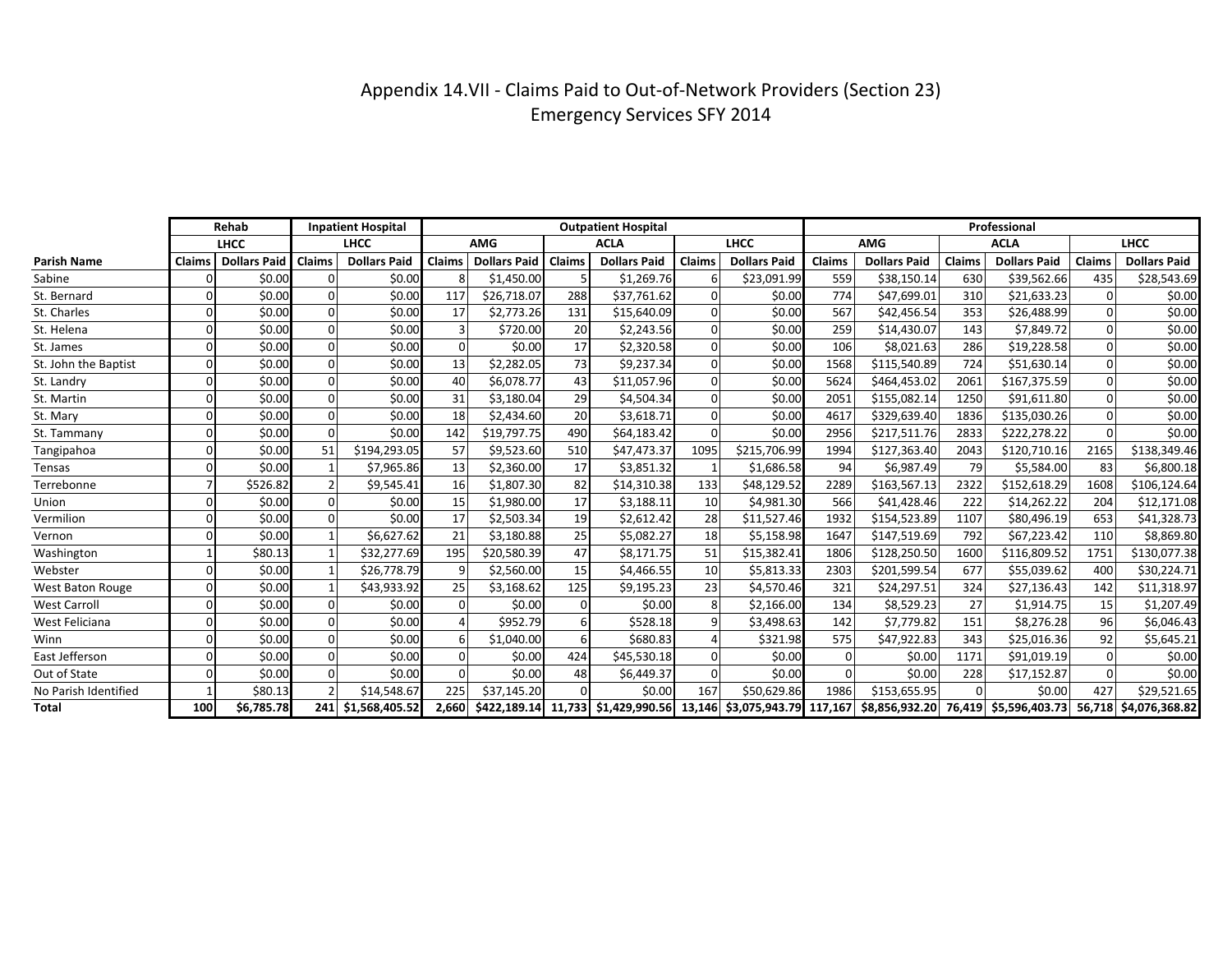# Appendix 14.VII - Claims Paid to Out-of-Network Providers (Section 23)
## Emergency Services SFY 2014

| | Rehab | | Inpatient Hospital | | Outpatient Hospital | | | | | | Professional | | | | | |
|---|---|---|---|---|---|---|---|---|---|---|---|---|---|---|---|---|
| | LHCC | | LHCC | | AMG | | ACLA | | LHCC | | AMG | | ACLA | | LHCC | |
| **Parish Name** | **Claims** | **Dollars Paid** | **Claims** | **Dollars Paid** | **Claims** | **Dollars Paid** | **Claims** | **Dollars Paid** | **Claims** | **Dollars Paid** | **Claims** | **Dollars Paid** | **Claims** | **Dollars Paid** | **Claims** | **Dollars Paid** |
| Sabine | 0 | $0.00 | 0 | $0.00 | 8 | $1,450.00 | 5 | $1,269.76 | 6 | $23,091.99 | 559 | $38,150.14 | 630 | $39,562.66 | 435 | $28,543.69 |
| St. Bernard | 0 | $0.00 | 0 | $0.00 | 117 | $26,718.07 | 288 | $37,761.62 | 0 | $0.00 | 774 | $47,699.01 | 310 | $21,633.23 | 0 | $0.00 |
| St. Charles | 0 | $0.00 | 0 | $0.00 | 17 | $2,773.26 | 131 | $15,640.09 | 0 | $0.00 | 567 | $42,456.54 | 353 | $26,488.99 | 0 | $0.00 |
| St. Helena | 0 | $0.00 | 0 | $0.00 | 3 | $720.00 | 20 | $2,243.56 | 0 | $0.00 | 259 | $14,430.07 | 143 | $7,849.72 | 0 | $0.00 |
| St. James | 0 | $0.00 | 0 | $0.00 | 0 | $0.00 | 17 | $2,320.58 | 0 | $0.00 | 106 | $8,021.63 | 286 | $19,228.58 | 0 | $0.00 |
| St. John the Baptist | 0 | $0.00 | 0 | $0.00 | 13 | $2,282.05 | 73 | $9,237.34 | 0 | $0.00 | 1568 | $115,540.89 | 724 | $51,630.14 | 0 | $0.00 |
| St. Landry | 0 | $0.00 | 0 | $0.00 | 40 | $6,078.77 | 43 | $11,057.96 | 0 | $0.00 | 5624 | $464,453.02 | 2061 | $167,375.59 | 0 | $0.00 |
| St. Martin | 0 | $0.00 | 0 | $0.00 | 31 | $3,180.04 | 29 | $4,504.34 | 0 | $0.00 | 2051 | $155,082.14 | 1250 | $91,611.80 | 0 | $0.00 |
| St. Mary | 0 | $0.00 | 0 | $0.00 | 18 | $2,434.60 | 20 | $3,618.71 | 0 | $0.00 | 4617 | $329,639.40 | 1836 | $135,030.26 | 0 | $0.00 |
| St. Tammany | 0 | $0.00 | 0 | $0.00 | 142 | $19,797.75 | 490 | $64,183.42 | 0 | $0.00 | 2956 | $217,511.76 | 2833 | $222,278.22 | 0 | $0.00 |
| Tangipahoa | 0 | $0.00 | 51 | $194,293.05 | 57 | $9,523.60 | 510 | $47,473.37 | 1095 | $215,706.99 | 1994 | $127,363.40 | 2043 | $120,710.16 | 2165 | $138,349.46 |
| Tensas | 0 | $0.00 | 1 | $7,965.86 | 13 | $2,360.00 | 17 | $3,851.32 | 1 | $1,686.58 | 94 | $6,987.49 | 79 | $5,584.00 | 83 | $6,800.18 |
| Terrebonne | 7 | $526.82 | 2 | $9,545.41 | 16 | $1,807.30 | 82 | $14,310.38 | 133 | $48,129.52 | 2289 | $163,567.13 | 2322 | $152,618.29 | 1608 | $106,124.64 |
| Union | 0 | $0.00 | 0 | $0.00 | 15 | $1,980.00 | 17 | $3,188.11 | 10 | $4,981.30 | 566 | $41,428.46 | 222 | $14,262.22 | 204 | $12,171.08 |
| Vermilion | 0 | $0.00 | 0 | $0.00 | 17 | $2,503.34 | 19 | $2,612.42 | 28 | $11,527.46 | 1932 | $154,523.89 | 1107 | $80,496.19 | 653 | $41,328.73 |
| Vernon | 0 | $0.00 | 1 | $6,627.62 | 21 | $3,180.88 | 25 | $5,082.27 | 18 | $5,158.98 | 1647 | $147,519.69 | 792 | $67,223.42 | 110 | $8,869.80 |
| Washington | 1 | $80.13 | 1 | $32,277.69 | 195 | $20,580.39 | 47 | $8,171.75 | 51 | $15,382.41 | 1806 | $128,250.50 | 1600 | $116,809.52 | 1751 | $130,077.38 |
| Webster | 0 | $0.00 | 1 | $26,778.79 | 9 | $2,560.00 | 15 | $4,466.55 | 10 | $5,813.33 | 2303 | $201,599.54 | 677 | $55,039.62 | 400 | $30,224.71 |
| West Baton Rouge | 0 | $0.00 | 1 | $43,933.92 | 25 | $3,168.62 | 125 | $9,195.23 | 23 | $4,570.46 | 321 | $24,297.51 | 324 | $27,136.43 | 142 | $11,318.97 |
| West Carroll | 0 | $0.00 | 0 | $0.00 | 0 | $0.00 | 0 | $0.00 | 8 | $2,166.00 | 134 | $8,529.23 | 27 | $1,914.75 | 15 | $1,207.49 |
| West Feliciana | 0 | $0.00 | 0 | $0.00 | 4 | $952.79 | 6 | $528.18 | 9 | $3,498.63 | 142 | $7,779.82 | 151 | $8,276.28 | 96 | $6,046.43 |
| Winn | 0 | $0.00 | 0 | $0.00 | 6 | $1,040.00 | 6 | $680.83 | 4 | $321.98 | 575 | $47,922.83 | 343 | $25,016.36 | 92 | $5,645.21 |
| East Jefferson | 0 | $0.00 | 0 | $0.00 | 0 | $0.00 | 424 | $45,530.18 | 0 | $0.00 | 0 | $0.00 | 1171 | $91,019.19 | 0 | $0.00 |
| Out of State | 0 | $0.00 | 0 | $0.00 | 0 | $0.00 | 48 | $6,449.37 | 0 | $0.00 | 0 | $0.00 | 228 | $17,152.87 | 0 | $0.00 |
| No Parish Identified | 1 | $80.13 | 2 | $14,548.67 | 225 | $37,145.20 | 0 | $0.00 | 167 | $50,629.86 | 1986 | $153,655.95 | 0 | $0.00 | 427 | $29,521.65 |
| **Total** | **100** | **$6,785.78** | **241** | **$1,568,405.52** | **2,660** | **$422,189.14** | **11,733** | **$1,429,990.56** | **13,146** | **$3,075,943.79** | **117,167** | **$8,856,932.20** | **76,419** | **$5,596,403.73** | **56,718** | **$4,076,368.82** |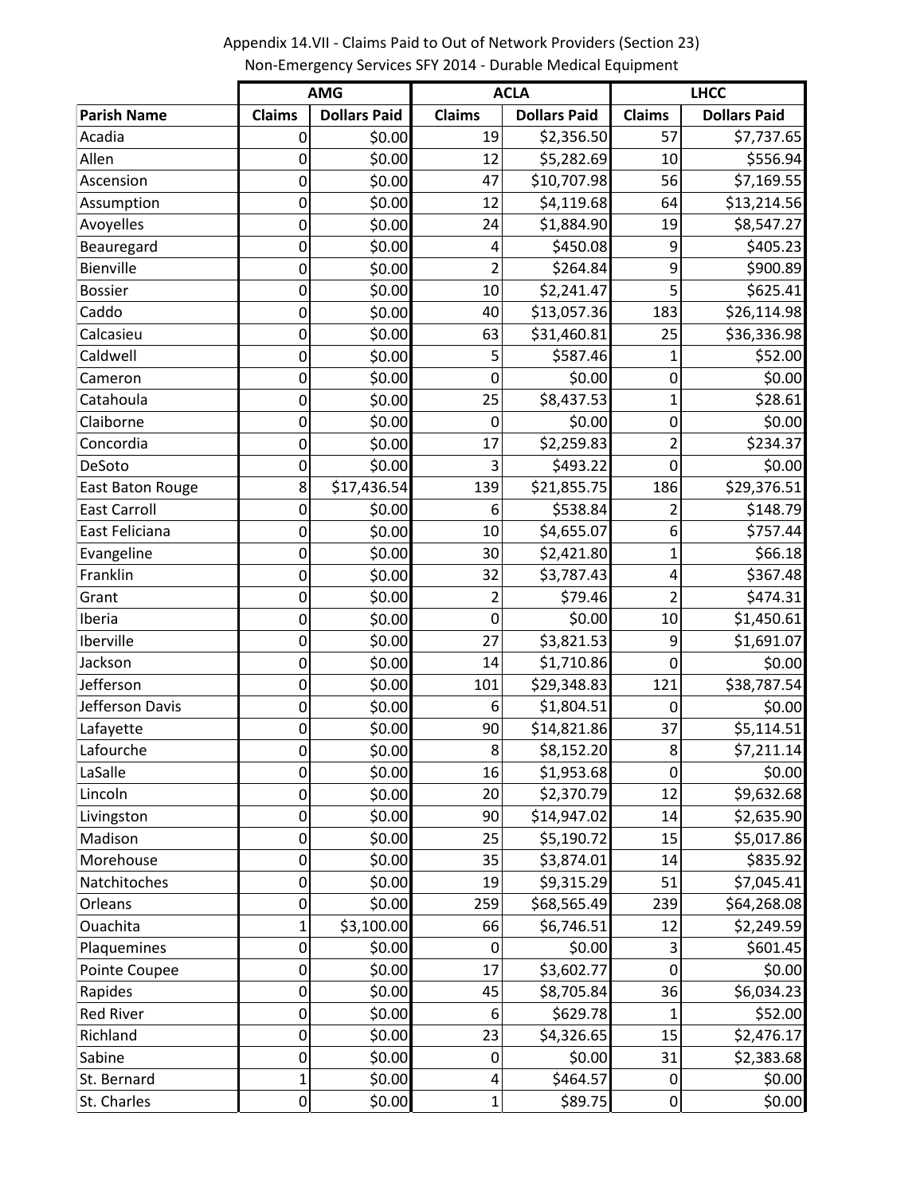Appendix 14.VII - Claims Paid to Out of Network Providers (Section 23)
Non-Emergency Services SFY 2014 - Durable Medical Equipment

| | AMG | | ACLA | | LHCC | |
|---|---|---|---|---|---|---|
| Parish Name | Claims | Dollars Paid | Claims | Dollars Paid | Claims | Dollars Paid |
| Acadia | 0 | $0.00 | 19 | $2,356.50 | 57 | $7,737.65 |
| Allen | 0 | $0.00 | 12 | $5,282.69 | 10 | $556.94 |
| Ascension | 0 | $0.00 | 47 | $10,707.98 | 56 | $7,169.55 |
| Assumption | 0 | $0.00 | 12 | $4,119.68 | 64 | $13,214.56 |
| Avoyelles | 0 | $0.00 | 24 | $1,884.90 | 19 | $8,547.27 |
| Beauregard | 0 | $0.00 | 4 | $450.08 | 9 | $405.23 |
| Bienville | 0 | $0.00 | 2 | $264.84 | 9 | $900.89 |
| Bossier | 0 | $0.00 | 10 | $2,241.47 | 5 | $625.41 |
| Caddo | 0 | $0.00 | 40 | $13,057.36 | 183 | $26,114.98 |
| Calcasieu | 0 | $0.00 | 63 | $31,460.81 | 25 | $36,336.98 |
| Caldwell | 0 | $0.00 | 5 | $587.46 | 1 | $52.00 |
| Cameron | 0 | $0.00 | 0 | $0.00 | 0 | $0.00 |
| Catahoula | 0 | $0.00 | 25 | $8,437.53 | 1 | $28.61 |
| Claiborne | 0 | $0.00 | 0 | $0.00 | 0 | $0.00 |
| Concordia | 0 | $0.00 | 17 | $2,259.83 | 2 | $234.37 |
| DeSoto | 0 | $0.00 | 3 | $493.22 | 0 | $0.00 |
| East Baton Rouge | 8 | $17,436.54 | 139 | $21,855.75 | 186 | $29,376.51 |
| East Carroll | 0 | $0.00 | 6 | $538.84 | 2 | $148.79 |
| East Feliciana | 0 | $0.00 | 10 | $4,655.07 | 6 | $757.44 |
| Evangeline | 0 | $0.00 | 30 | $2,421.80 | 1 | $66.18 |
| Franklin | 0 | $0.00 | 32 | $3,787.43 | 4 | $367.48 |
| Grant | 0 | $0.00 | 2 | $79.46 | 2 | $474.31 |
| Iberia | 0 | $0.00 | 0 | $0.00 | 10 | $1,450.61 |
| Iberville | 0 | $0.00 | 27 | $3,821.53 | 9 | $1,691.07 |
| Jackson | 0 | $0.00 | 14 | $1,710.86 | 0 | $0.00 |
| Jefferson | 0 | $0.00 | 101 | $29,348.83 | 121 | $38,787.54 |
| Jefferson Davis | 0 | $0.00 | 6 | $1,804.51 | 0 | $0.00 |
| Lafayette | 0 | $0.00 | 90 | $14,821.86 | 37 | $5,114.51 |
| Lafourche | 0 | $0.00 | 8 | $8,152.20 | 8 | $7,211.14 |
| LaSalle | 0 | $0.00 | 16 | $1,953.68 | 0 | $0.00 |
| Lincoln | 0 | $0.00 | 20 | $2,370.79 | 12 | $9,632.68 |
| Livingston | 0 | $0.00 | 90 | $14,947.02 | 14 | $2,635.90 |
| Madison | 0 | $0.00 | 25 | $5,190.72 | 15 | $5,017.86 |
| Morehouse | 0 | $0.00 | 35 | $3,874.01 | 14 | $835.92 |
| Natchitoches | 0 | $0.00 | 19 | $9,315.29 | 51 | $7,045.41 |
| Orleans | 0 | $0.00 | 259 | $68,565.49 | 239 | $64,268.08 |
| Ouachita | 1 | $3,100.00 | 66 | $6,746.51 | 12 | $2,249.59 |
| Plaquemines | 0 | $0.00 | 0 | $0.00 | 3 | $601.45 |
| Pointe Coupee | 0 | $0.00 | 17 | $3,602.77 | 0 | $0.00 |
| Rapides | 0 | $0.00 | 45 | $8,705.84 | 36 | $6,034.23 |
| Red River | 0 | $0.00 | 6 | $629.78 | 1 | $52.00 |
| Richland | 0 | $0.00 | 23 | $4,326.65 | 15 | $2,476.17 |
| Sabine | 0 | $0.00 | 0 | $0.00 | 31 | $2,383.68 |
| St. Bernard | 1 | $0.00 | 4 | $464.57 | 0 | $0.00 |
| St. Charles | 0 | $0.00 | 1 | $89.75 | 0 | $0.00 |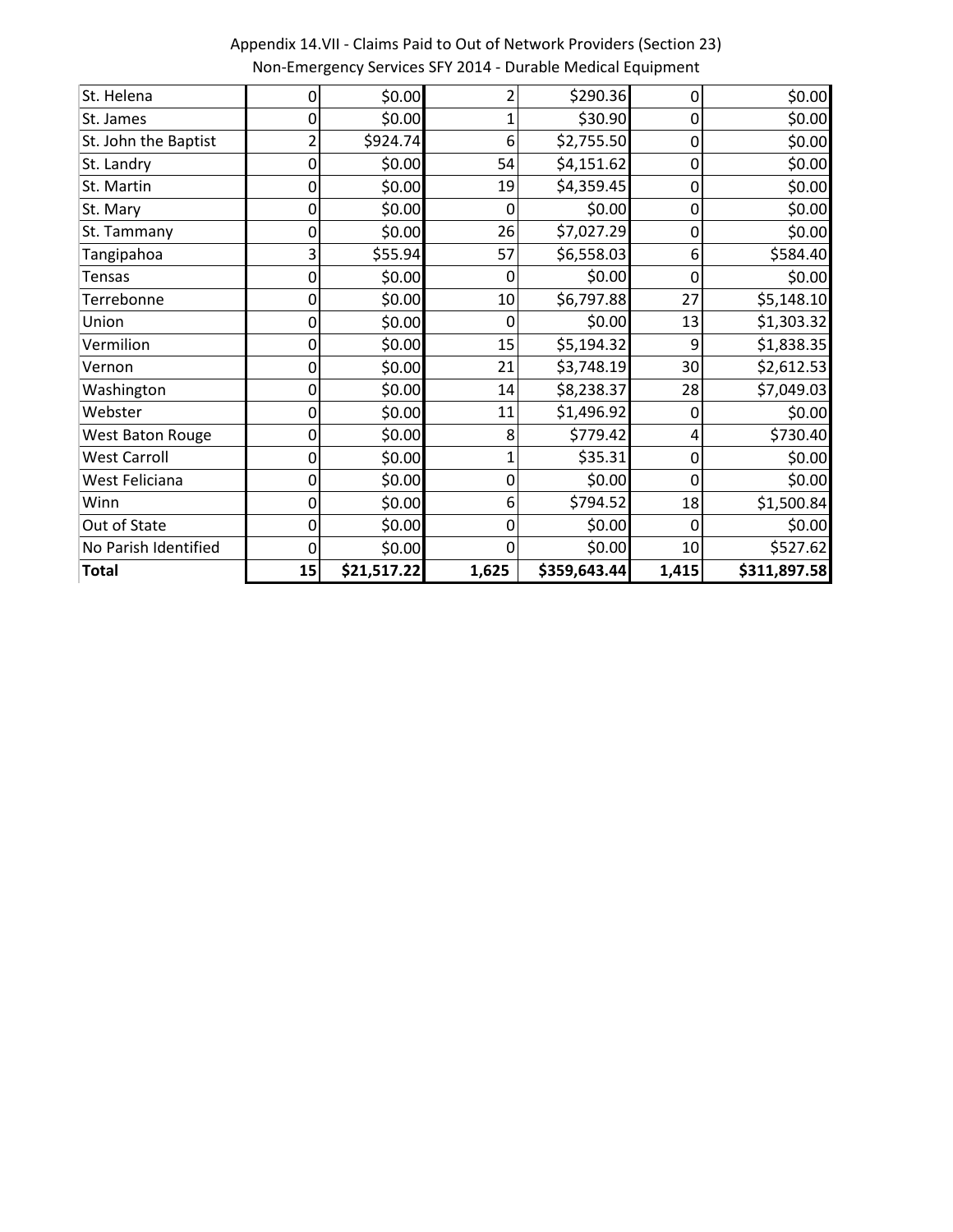Appendix 14.VII - Claims Paid to Out of Network Providers (Section 23)
Non-Emergency Services SFY 2014 - Durable Medical Equipment

| | | | | | | |
|---|---|---|---|---|---|---|
| St. Helena | 0 | $0.00 | 2 | $290.36 | 0 | $0.00 |
| St. James | 0 | $0.00 | 1 | $30.90 | 0 | $0.00 |
| St. John the Baptist | 2 | $924.74 | 6 | $2,755.50 | 0 | $0.00 |
| St. Landry | 0 | $0.00 | 54 | $4,151.62 | 0 | $0.00 |
| St. Martin | 0 | $0.00 | 19 | $4,359.45 | 0 | $0.00 |
| St. Mary | 0 | $0.00 | 0 | $0.00 | 0 | $0.00 |
| St. Tammany | 0 | $0.00 | 26 | $7,027.29 | 0 | $0.00 |
| Tangipahoa | 3 | $55.94 | 57 | $6,558.03 | 6 | $584.40 |
| Tensas | 0 | $0.00 | 0 | $0.00 | 0 | $0.00 |
| Terrebonne | 0 | $0.00 | 10 | $6,797.88 | 27 | $5,148.10 |
| Union | 0 | $0.00 | 0 | $0.00 | 13 | $1,303.32 |
| Vermilion | 0 | $0.00 | 15 | $5,194.32 | 9 | $1,838.35 |
| Vernon | 0 | $0.00 | 21 | $3,748.19 | 30 | $2,612.53 |
| Washington | 0 | $0.00 | 14 | $8,238.37 | 28 | $7,049.03 |
| Webster | 0 | $0.00 | 11 | $1,496.92 | 0 | $0.00 |
| West Baton Rouge | 0 | $0.00 | 8 | $779.42 | 4 | $730.40 |
| West Carroll | 0 | $0.00 | 1 | $35.31 | 0 | $0.00 |
| West Feliciana | 0 | $0.00 | 0 | $0.00 | 0 | $0.00 |
| Winn | 0 | $0.00 | 6 | $794.52 | 18 | $1,500.84 |
| Out of State | 0 | $0.00 | 0 | $0.00 | 0 | $0.00 |
| No Parish Identified | 0 | $0.00 | 0 | $0.00 | 10 | $527.62 |
| **Total** | **15** | **$21,517.22** | **1,625** | **$359,643.44** | **1,415** | **$311,897.58** |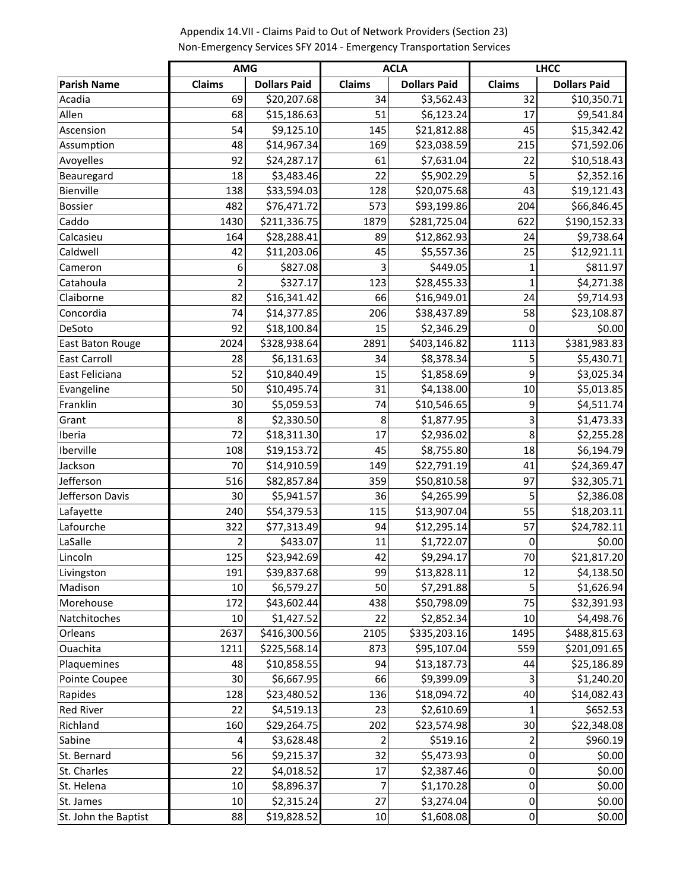Appendix 14.VII - Claims Paid to Out of Network Providers (Section 23)
Non-Emergency Services SFY 2014 - Emergency Transportation Services

| | AMG | | ACLA | | LHCC | |
|---|---|---|---|---|---|---|
| **Parish Name** | **Claims** | **Dollars Paid** | **Claims** | **Dollars Paid** | **Claims** | **Dollars Paid** |
| Acadia | 69 | $20,207.68 | 34 | $3,562.43 | 32 | $10,350.71 |
| Allen | 68 | $15,186.63 | 51 | $6,123.24 | 17 | $9,541.84 |
| Ascension | 54 | $9,125.10 | 145 | $21,812.88 | 45 | $15,342.42 |
| Assumption | 48 | $14,967.34 | 169 | $23,038.59 | 215 | $71,592.06 |
| Avoyelles | 92 | $24,287.17 | 61 | $7,631.04 | 22 | $10,518.43 |
| Beauregard | 18 | $3,483.46 | 22 | $5,902.29 | 5 | $2,352.16 |
| Bienville | 138 | $33,594.03 | 128 | $20,075.68 | 43 | $19,121.43 |
| Bossier | 482 | $76,471.72 | 573 | $93,199.86 | 204 | $66,846.45 |
| Caddo | 1430 | $211,336.75 | 1879 | $281,725.04 | 622 | $190,152.33 |
| Calcasieu | 164 | $28,288.41 | 89 | $12,862.93 | 24 | $9,738.64 |
| Caldwell | 42 | $11,203.06 | 45 | $5,557.36 | 25 | $12,921.11 |
| Cameron | 6 | $827.08 | 3 | $449.05 | 1 | $811.97 |
| Catahoula | 2 | $327.17 | 123 | $28,455.33 | 1 | $4,271.38 |
| Claiborne | 82 | $16,341.42 | 66 | $16,949.01 | 24 | $9,714.93 |
| Concordia | 74 | $14,377.85 | 206 | $38,437.89 | 58 | $23,108.87 |
| DeSoto | 92 | $18,100.84 | 15 | $2,346.29 | 0 | $0.00 |
| East Baton Rouge | 2024 | $328,938.64 | 2891 | $403,146.82 | 1113 | $381,983.83 |
| East Carroll | 28 | $6,131.63 | 34 | $8,378.34 | 5 | $5,430.71 |
| East Feliciana | 52 | $10,840.49 | 15 | $1,858.69 | 9 | $3,025.34 |
| Evangeline | 50 | $10,495.74 | 31 | $4,138.00 | 10 | $5,013.85 |
| Franklin | 30 | $5,059.53 | 74 | $10,546.65 | 9 | $4,511.74 |
| Grant | 8 | $2,330.50 | 8 | $1,877.95 | 3 | $1,473.33 |
| Iberia | 72 | $18,311.30 | 17 | $2,936.02 | 8 | $2,255.28 |
| Iberville | 108 | $19,153.72 | 45 | $8,755.80 | 18 | $6,194.79 |
| Jackson | 70 | $14,910.59 | 149 | $22,791.19 | 41 | $24,369.47 |
| Jefferson | 516 | $82,857.84 | 359 | $50,810.58 | 97 | $32,305.71 |
| Jefferson Davis | 30 | $5,941.57 | 36 | $4,265.99 | 5 | $2,386.08 |
| Lafayette | 240 | $54,379.53 | 115 | $13,907.04 | 55 | $18,203.11 |
| Lafourche | 322 | $77,313.49 | 94 | $12,295.14 | 57 | $24,782.11 |
| LaSalle | 2 | $433.07 | 11 | $1,722.07 | 0 | $0.00 |
| Lincoln | 125 | $23,942.69 | 42 | $9,294.17 | 70 | $21,817.20 |
| Livingston | 191 | $39,837.68 | 99 | $13,828.11 | 12 | $4,138.50 |
| Madison | 10 | $6,579.27 | 50 | $7,291.88 | 5 | $1,626.94 |
| Morehouse | 172 | $43,602.44 | 438 | $50,798.09 | 75 | $32,391.93 |
| Natchitoches | 10 | $1,427.52 | 22 | $2,852.34 | 10 | $4,498.76 |
| Orleans | 2637 | $416,300.56 | 2105 | $335,203.16 | 1495 | $488,815.63 |
| Ouachita | 1211 | $225,568.14 | 873 | $95,107.04 | 559 | $201,091.65 |
| Plaquemines | 48 | $10,858.55 | 94 | $13,187.73 | 44 | $25,186.89 |
| Pointe Coupee | 30 | $6,667.95 | 66 | $9,399.09 | 3 | $1,240.20 |
| Rapides | 128 | $23,480.52 | 136 | $18,094.72 | 40 | $14,082.43 |
| Red River | 22 | $4,519.13 | 23 | $2,610.69 | 1 | $652.53 |
| Richland | 160 | $29,264.75 | 202 | $23,574.98 | 30 | $22,348.08 |
| Sabine | 4 | $3,628.48 | 2 | $519.16 | 2 | $960.19 |
| St. Bernard | 56 | $9,215.37 | 32 | $5,473.93 | 0 | $0.00 |
| St. Charles | 22 | $4,018.52 | 17 | $2,387.46 | 0 | $0.00 |
| St. Helena | 10 | $8,896.37 | 7 | $1,170.28 | 0 | $0.00 |
| St. James | 10 | $2,315.24 | 27 | $3,274.04 | 0 | $0.00 |
| St. John the Baptist | 88 | $19,828.52 | 10 | $1,608.08 | 0 | $0.00 |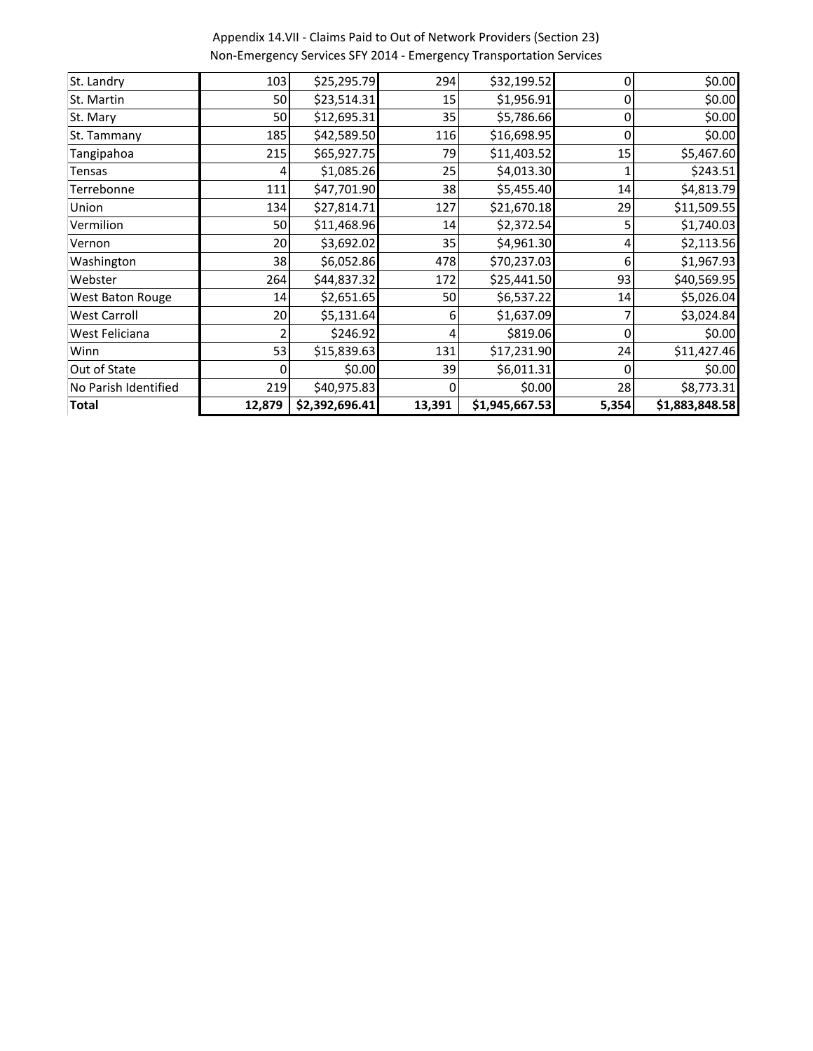Appendix 14.VII - Claims Paid to Out of Network Providers (Section 23)
Non-Emergency Services SFY 2014 - Emergency Transportation Services

| | | | | | | |
|---|---|---|---|---|---|---|
| St. Landry | 103 | $25,295.79 | 294 | $32,199.52 | 0 | $0.00 |
| St. Martin | 50 | $23,514.31 | 15 | $1,956.91 | 0 | $0.00 |
| St. Mary | 50 | $12,695.31 | 35 | $5,786.66 | 0 | $0.00 |
| St. Tammany | 185 | $42,589.50 | 116 | $16,698.95 | 0 | $0.00 |
| Tangipahoa | 215 | $65,927.75 | 79 | $11,403.52 | 15 | $5,467.60 |
| Tensas | 4 | $1,085.26 | 25 | $4,013.30 | 1 | $243.51 |
| Terrebonne | 111 | $47,701.90 | 38 | $5,455.40 | 14 | $4,813.79 |
| Union | 134 | $27,814.71 | 127 | $21,670.18 | 29 | $11,509.55 |
| Vermilion | 50 | $11,468.96 | 14 | $2,372.54 | 5 | $1,740.03 |
| Vernon | 20 | $3,692.02 | 35 | $4,961.30 | 4 | $2,113.56 |
| Washington | 38 | $6,052.86 | 478 | $70,237.03 | 6 | $1,967.93 |
| Webster | 264 | $44,837.32 | 172 | $25,441.50 | 93 | $40,569.95 |
| West Baton Rouge | 14 | $2,651.65 | 50 | $6,537.22 | 14 | $5,026.04 |
| West Carroll | 20 | $5,131.64 | 6 | $1,637.09 | 7 | $3,024.84 |
| West Feliciana | 2 | $246.92 | 4 | $819.06 | 0 | $0.00 |
| Winn | 53 | $15,839.63 | 131 | $17,231.90 | 24 | $11,427.46 |
| Out of State | 0 | $0.00 | 39 | $6,011.31 | 0 | $0.00 |
| No Parish Identified | 219 | $40,975.83 | 0 | $0.00 | 28 | $8,773.31 |
| **Total** | **12,879** | **$2,392,696.41** | **13,391** | **$1,945,667.53** | **5,354** | **$1,883,848.58** |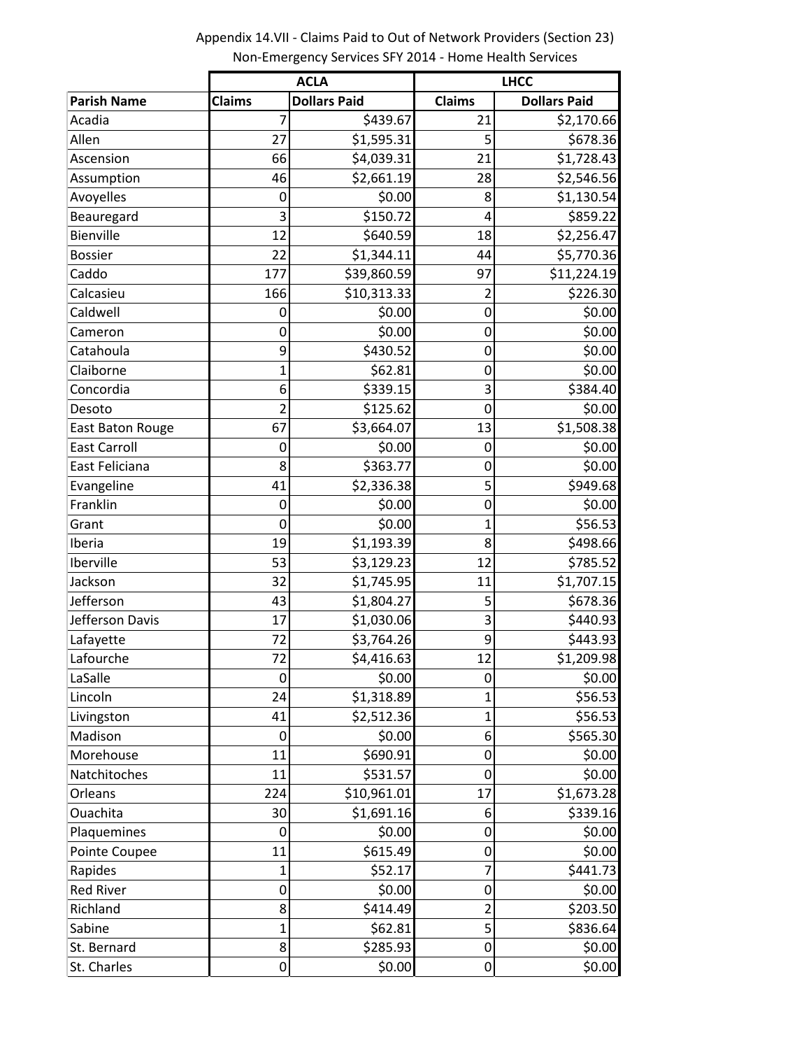Appendix 14.VII - Claims Paid to Out of Network Providers (Section 23)
Non-Emergency Services SFY 2014 - Home Health Services

| | ACLA | | LHCC | |
|---|---|---|---|---|
| **Parish Name** | **Claims** | **Dollars Paid** | **Claims** | **Dollars Paid** |
| Acadia | 7 | $439.67 | 21 | $2,170.66 |
| Allen | 27 | $1,595.31 | 5 | $678.36 |
| Ascension | 66 | $4,039.31 | 21 | $1,728.43 |
| Assumption | 46 | $2,661.19 | 28 | $2,546.56 |
| Avoyelles | 0 | $0.00 | 8 | $1,130.54 |
| Beauregard | 3 | $150.72 | 4 | $859.22 |
| Bienville | 12 | $640.59 | 18 | $2,256.47 |
| Bossier | 22 | $1,344.11 | 44 | $5,770.36 |
| Caddo | 177 | $39,860.59 | 97 | $11,224.19 |
| Calcasieu | 166 | $10,313.33 | 2 | $226.30 |
| Caldwell | 0 | $0.00 | 0 | $0.00 |
| Cameron | 0 | $0.00 | 0 | $0.00 |
| Catahoula | 9 | $430.52 | 0 | $0.00 |
| Claiborne | 1 | $62.81 | 0 | $0.00 |
| Concordia | 6 | $339.15 | 3 | $384.40 |
| Desoto | 2 | $125.62 | 0 | $0.00 |
| East Baton Rouge | 67 | $3,664.07 | 13 | $1,508.38 |
| East Carroll | 0 | $0.00 | 0 | $0.00 |
| East Feliciana | 8 | $363.77 | 0 | $0.00 |
| Evangeline | 41 | $2,336.38 | 5 | $949.68 |
| Franklin | 0 | $0.00 | 0 | $0.00 |
| Grant | 0 | $0.00 | 1 | $56.53 |
| Iberia | 19 | $1,193.39 | 8 | $498.66 |
| Iberville | 53 | $3,129.23 | 12 | $785.52 |
| Jackson | 32 | $1,745.95 | 11 | $1,707.15 |
| Jefferson | 43 | $1,804.27 | 5 | $678.36 |
| Jefferson Davis | 17 | $1,030.06 | 3 | $440.93 |
| Lafayette | 72 | $3,764.26 | 9 | $443.93 |
| Lafourche | 72 | $4,416.63 | 12 | $1,209.98 |
| LaSalle | 0 | $0.00 | 0 | $0.00 |
| Lincoln | 24 | $1,318.89 | 1 | $56.53 |
| Livingston | 41 | $2,512.36 | 1 | $56.53 |
| Madison | 0 | $0.00 | 6 | $565.30 |
| Morehouse | 11 | $690.91 | 0 | $0.00 |
| Natchitoches | 11 | $531.57 | 0 | $0.00 |
| Orleans | 224 | $10,961.01 | 17 | $1,673.28 |
| Ouachita | 30 | $1,691.16 | 6 | $339.16 |
| Plaquemines | 0 | $0.00 | 0 | $0.00 |
| Pointe Coupee | 11 | $615.49 | 0 | $0.00 |
| Rapides | 1 | $52.17 | 7 | $441.73 |
| Red River | 0 | $0.00 | 0 | $0.00 |
| Richland | 8 | $414.49 | 2 | $203.50 |
| Sabine | 1 | $62.81 | 5 | $836.64 |
| St. Bernard | 8 | $285.93 | 0 | $0.00 |
| St. Charles | 0 | $0.00 | 0 | $0.00 |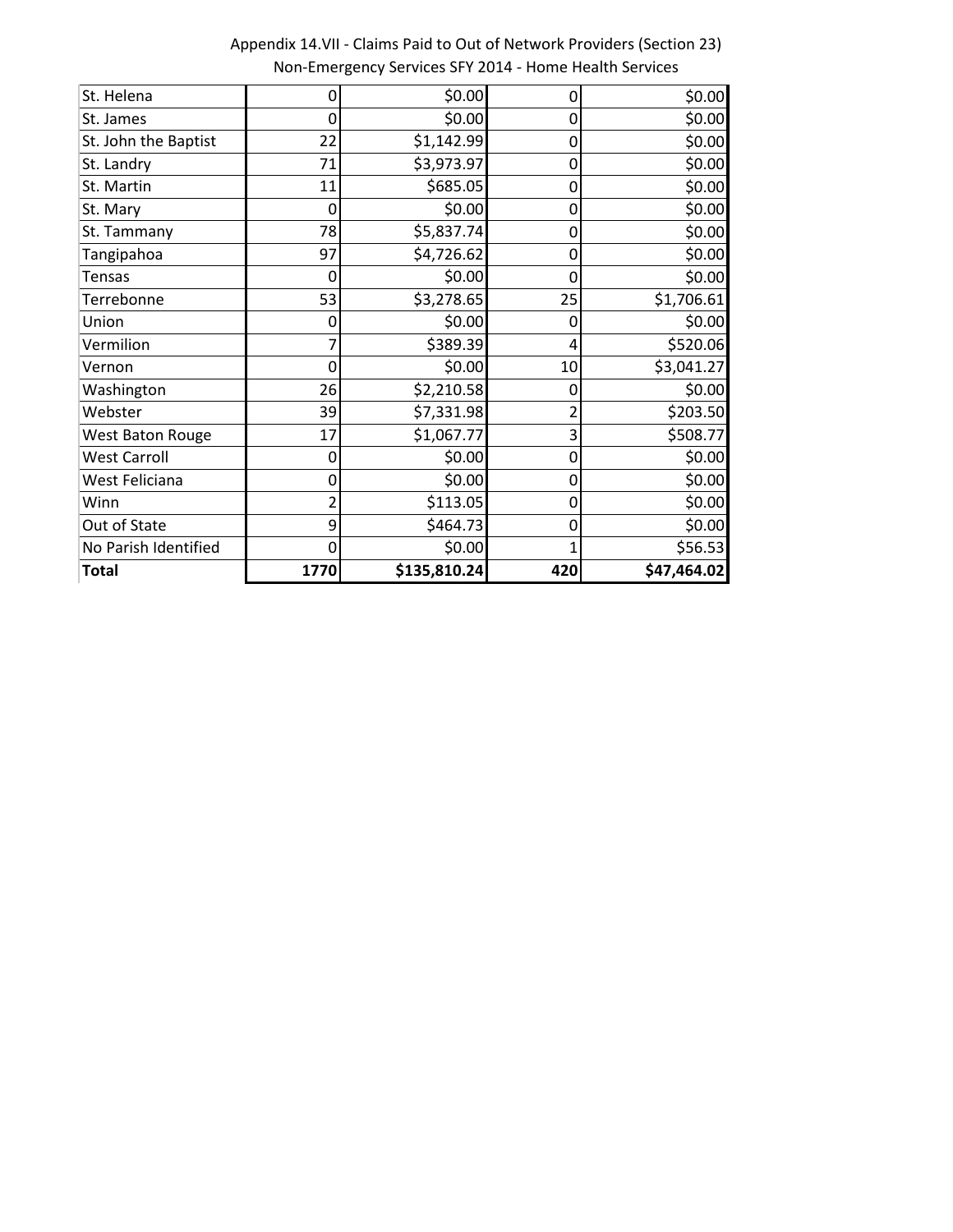Appendix 14.VII - Claims Paid to Out of Network Providers (Section 23)
Non-Emergency Services SFY 2014 - Home Health Services

| | | | | |
|---|---|---|---|---|
| St. Helena | 0 | $0.00 | 0 | $0.00 |
| St. James | 0 | $0.00 | 0 | $0.00 |
| St. John the Baptist | 22 | $1,142.99 | 0 | $0.00 |
| St. Landry | 71 | $3,973.97 | 0 | $0.00 |
| St. Martin | 11 | $685.05 | 0 | $0.00 |
| St. Mary | 0 | $0.00 | 0 | $0.00 |
| St. Tammany | 78 | $5,837.74 | 0 | $0.00 |
| Tangipahoa | 97 | $4,726.62 | 0 | $0.00 |
| Tensas | 0 | $0.00 | 0 | $0.00 |
| Terrebonne | 53 | $3,278.65 | 25 | $1,706.61 |
| Union | 0 | $0.00 | 0 | $0.00 |
| Vermilion | 7 | $389.39 | 4 | $520.06 |
| Vernon | 0 | $0.00 | 10 | $3,041.27 |
| Washington | 26 | $2,210.58 | 0 | $0.00 |
| Webster | 39 | $7,331.98 | 2 | $203.50 |
| West Baton Rouge | 17 | $1,067.77 | 3 | $508.77 |
| West Carroll | 0 | $0.00 | 0 | $0.00 |
| West Feliciana | 0 | $0.00 | 0 | $0.00 |
| Winn | 2 | $113.05 | 0 | $0.00 |
| Out of State | 9 | $464.73 | 0 | $0.00 |
| No Parish Identified | 0 | $0.00 | 1 | $56.53 |
| **Total** | **1770** | **$135,810.24** | **420** | **$47,464.02** |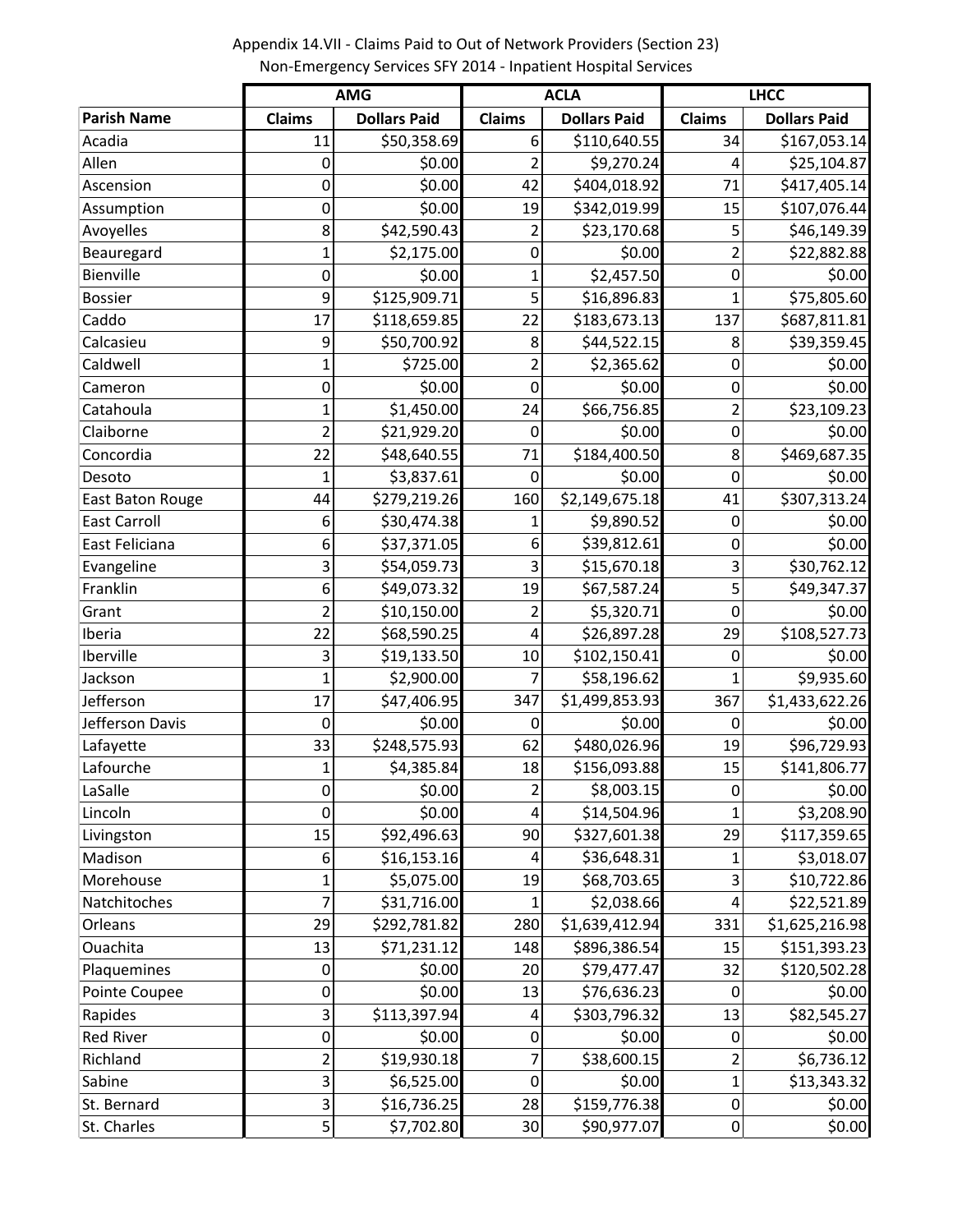Appendix 14.VII - Claims Paid to Out of Network Providers (Section 23)
Non-Emergency Services SFY 2014 - Inpatient Hospital Services

| | AMG | | ACLA | | LHCC | |
|---|---|---|---|---|---|---|
| Parish Name | Claims | Dollars Paid | Claims | Dollars Paid | Claims | Dollars Paid |
| Acadia | 11 | $50,358.69 | 6 | $110,640.55 | 34 | $167,053.14 |
| Allen | 0 | $0.00 | 2 | $9,270.24 | 4 | $25,104.87 |
| Ascension | 0 | $0.00 | 42 | $404,018.92 | 71 | $417,405.14 |
| Assumption | 0 | $0.00 | 19 | $342,019.99 | 15 | $107,076.44 |
| Avoyelles | 8 | $42,590.43 | 2 | $23,170.68 | 5 | $46,149.39 |
| Beauregard | 1 | $2,175.00 | 0 | $0.00 | 2 | $22,882.88 |
| Bienville | 0 | $0.00 | 1 | $2,457.50 | 0 | $0.00 |
| Bossier | 9 | $125,909.71 | 5 | $16,896.83 | 1 | $75,805.60 |
| Caddo | 17 | $118,659.85 | 22 | $183,673.13 | 137 | $687,811.81 |
| Calcasieu | 9 | $50,700.92 | 8 | $44,522.15 | 8 | $39,359.45 |
| Caldwell | 1 | $725.00 | 2 | $2,365.62 | 0 | $0.00 |
| Cameron | 0 | $0.00 | 0 | $0.00 | 0 | $0.00 |
| Catahoula | 1 | $1,450.00 | 24 | $66,756.85 | 2 | $23,109.23 |
| Claiborne | 2 | $21,929.20 | 0 | $0.00 | 0 | $0.00 |
| Concordia | 22 | $48,640.55 | 71 | $184,400.50 | 8 | $469,687.35 |
| Desoto | 1 | $3,837.61 | 0 | $0.00 | 0 | $0.00 |
| East Baton Rouge | 44 | $279,219.26 | 160 | $2,149,675.18 | 41 | $307,313.24 |
| East Carroll | 6 | $30,474.38 | 1 | $9,890.52 | 0 | $0.00 |
| East Feliciana | 6 | $37,371.05 | 6 | $39,812.61 | 0 | $0.00 |
| Evangeline | 3 | $54,059.73 | 3 | $15,670.18 | 3 | $30,762.12 |
| Franklin | 6 | $49,073.32 | 19 | $67,587.24 | 5 | $49,347.37 |
| Grant | 2 | $10,150.00 | 2 | $5,320.71 | 0 | $0.00 |
| Iberia | 22 | $68,590.25 | 4 | $26,897.28 | 29 | $108,527.73 |
| Iberville | 3 | $19,133.50 | 10 | $102,150.41 | 0 | $0.00 |
| Jackson | 1 | $2,900.00 | 7 | $58,196.62 | 1 | $9,935.60 |
| Jefferson | 17 | $47,406.95 | 347 | $1,499,853.93 | 367 | $1,433,622.26 |
| Jefferson Davis | 0 | $0.00 | 0 | $0.00 | 0 | $0.00 |
| Lafayette | 33 | $248,575.93 | 62 | $480,026.96 | 19 | $96,729.93 |
| Lafourche | 1 | $4,385.84 | 18 | $156,093.88 | 15 | $141,806.77 |
| LaSalle | 0 | $0.00 | 2 | $8,003.15 | 0 | $0.00 |
| Lincoln | 0 | $0.00 | 4 | $14,504.96 | 1 | $3,208.90 |
| Livingston | 15 | $92,496.63 | 90 | $327,601.38 | 29 | $117,359.65 |
| Madison | 6 | $16,153.16 | 4 | $36,648.31 | 1 | $3,018.07 |
| Morehouse | 1 | $5,075.00 | 19 | $68,703.65 | 3 | $10,722.86 |
| Natchitoches | 7 | $31,716.00 | 1 | $2,038.66 | 4 | $22,521.89 |
| Orleans | 29 | $292,781.82 | 280 | $1,639,412.94 | 331 | $1,625,216.98 |
| Ouachita | 13 | $71,231.12 | 148 | $896,386.54 | 15 | $151,393.23 |
| Plaquemines | 0 | $0.00 | 20 | $79,477.47 | 32 | $120,502.28 |
| Pointe Coupee | 0 | $0.00 | 13 | $76,636.23 | 0 | $0.00 |
| Rapides | 3 | $113,397.94 | 4 | $303,796.32 | 13 | $82,545.27 |
| Red River | 0 | $0.00 | 0 | $0.00 | 0 | $0.00 |
| Richland | 2 | $19,930.18 | 7 | $38,600.15 | 2 | $6,736.12 |
| Sabine | 3 | $6,525.00 | 0 | $0.00 | 1 | $13,343.32 |
| St. Bernard | 3 | $16,736.25 | 28 | $159,776.38 | 0 | $0.00 |
| St. Charles | 5 | $7,702.80 | 30 | $90,977.07 | 0 | $0.00 |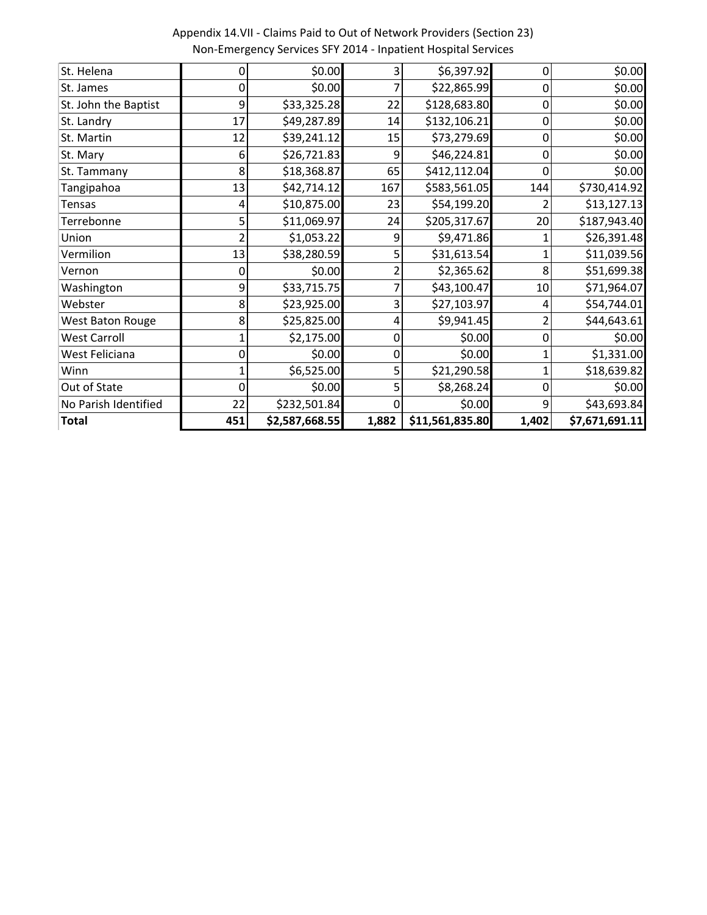Appendix 14.VII - Claims Paid to Out of Network Providers (Section 23)
Non-Emergency Services SFY 2014 - Inpatient Hospital Services

| | | | | | | |
|---|---|---|---|---|---|---|
| St. Helena | 0 | $0.00 | 3 | $6,397.92 | 0 | $0.00 |
| St. James | 0 | $0.00 | 7 | $22,865.99 | 0 | $0.00 |
| St. John the Baptist | 9 | $33,325.28 | 22 | $128,683.80 | 0 | $0.00 |
| St. Landry | 17 | $49,287.89 | 14 | $132,106.21 | 0 | $0.00 |
| St. Martin | 12 | $39,241.12 | 15 | $73,279.69 | 0 | $0.00 |
| St. Mary | 6 | $26,721.83 | 9 | $46,224.81 | 0 | $0.00 |
| St. Tammany | 8 | $18,368.87 | 65 | $412,112.04 | 0 | $0.00 |
| Tangipahoa | 13 | $42,714.12 | 167 | $583,561.05 | 144 | $730,414.92 |
| Tensas | 4 | $10,875.00 | 23 | $54,199.20 | 2 | $13,127.13 |
| Terrebonne | 5 | $11,069.97 | 24 | $205,317.67 | 20 | $187,943.40 |
| Union | 2 | $1,053.22 | 9 | $9,471.86 | 1 | $26,391.48 |
| Vermilion | 13 | $38,280.59 | 5 | $31,613.54 | 1 | $11,039.56 |
| Vernon | 0 | $0.00 | 2 | $2,365.62 | 8 | $51,699.38 |
| Washington | 9 | $33,715.75 | 7 | $43,100.47 | 10 | $71,964.07 |
| Webster | 8 | $23,925.00 | 3 | $27,103.97 | 4 | $54,744.01 |
| West Baton Rouge | 8 | $25,825.00 | 4 | $9,941.45 | 2 | $44,643.61 |
| West Carroll | 1 | $2,175.00 | 0 | $0.00 | 0 | $0.00 |
| West Feliciana | 0 | $0.00 | 0 | $0.00 | 1 | $1,331.00 |
| Winn | 1 | $6,525.00 | 5 | $21,290.58 | 1 | $18,639.82 |
| Out of State | 0 | $0.00 | 5 | $8,268.24 | 0 | $0.00 |
| No Parish Identified | 22 | $232,501.84 | 0 | $0.00 | 9 | $43,693.84 |
| **Total** | **451** | **$2,587,668.55** | **1,882** | **$11,561,835.80** | **1,402** | **$7,671,691.11** |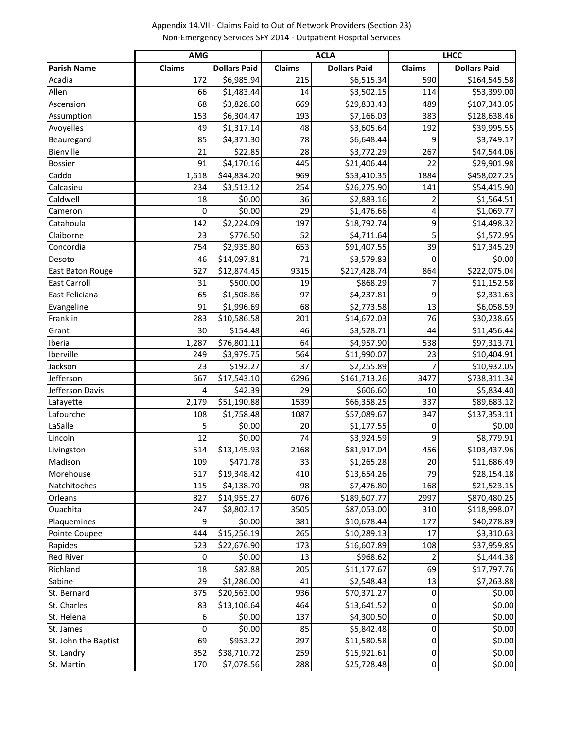Appendix 14.VII - Claims Paid to Out of Network Providers (Section 23)

Non-Emergency Services SFY 2014 - Outpatient Hospital Services

| | AMG | | ACLA | | LHCC | |
|---|---|---|---|---|---|---|
| Parish Name | Claims | Dollars Paid | Claims | Dollars Paid | Claims | Dollars Paid |
| Acadia | 172 | $6,985.94 | 215 | $6,515.34 | 590 | $164,545.58 |
| Allen | 66 | $1,483.44 | 14 | $3,502.15 | 114 | $53,399.00 |
| Ascension | 68 | $3,828.60 | 669 | $29,833.43 | 489 | $107,343.05 |
| Assumption | 153 | $6,304.47 | 193 | $7,166.03 | 383 | $128,638.46 |
| Avoyelles | 49 | $1,317.14 | 48 | $3,605.64 | 192 | $39,995.55 |
| Beauregard | 85 | $4,371.30 | 78 | $6,648.44 | 9 | $3,749.17 |
| Bienville | 21 | $22.85 | 28 | $3,772.29 | 267 | $47,544.06 |
| Bossier | 91 | $4,170.16 | 445 | $21,406.44 | 22 | $29,901.98 |
| Caddo | 1,618 | $44,834.20 | 969 | $53,410.35 | 1884 | $458,027.25 |
| Calcasieu | 234 | $3,513.12 | 254 | $26,275.90 | 141 | $54,415.90 |
| Caldwell | 18 | $0.00 | 36 | $2,883.16 | 2 | $1,564.51 |
| Cameron | 0 | $0.00 | 29 | $1,476.66 | 4 | $1,069.77 |
| Catahoula | 142 | $2,224.09 | 197 | $18,792.74 | 9 | $14,498.32 |
| Claiborne | 23 | $776.50 | 52 | $4,711.64 | 5 | $1,572.95 |
| Concordia | 754 | $2,935.80 | 653 | $91,407.55 | 39 | $17,345.29 |
| Desoto | 46 | $14,097.81 | 71 | $3,579.83 | 0 | $0.00 |
| East Baton Rouge | 627 | $12,874.45 | 9315 | $217,428.74 | 864 | $222,075.04 |
| East Carroll | 31 | $500.00 | 19 | $868.29 | 7 | $11,152.58 |
| East Feliciana | 65 | $1,508.86 | 97 | $4,237.81 | 9 | $2,331.63 |
| Evangeline | 91 | $1,996.69 | 68 | $2,773.58 | 13 | $6,058.59 |
| Franklin | 283 | $10,586.58 | 201 | $14,672.03 | 76 | $30,238.65 |
| Grant | 30 | $154.48 | 46 | $3,528.71 | 44 | $11,456.44 |
| Iberia | 1,287 | $76,801.11 | 64 | $4,957.90 | 538 | $97,313.71 |
| Iberville | 249 | $3,979.75 | 564 | $11,990.07 | 23 | $10,404.91 |
| Jackson | 23 | $192.27 | 37 | $2,255.89 | 7 | $10,932.05 |
| Jefferson | 667 | $17,543.10 | 6296 | $161,713.26 | 3477 | $738,311.34 |
| Jefferson Davis | 4 | $42.39 | 29 | $606.60 | 10 | $5,834.40 |
| Lafayette | 2,179 | $51,190.88 | 1539 | $66,358.25 | 337 | $89,683.12 |
| Lafourche | 108 | $1,758.48 | 1087 | $57,089.67 | 347 | $137,353.11 |
| LaSalle | 5 | $0.00 | 20 | $1,177.55 | 0 | $0.00 |
| Lincoln | 12 | $0.00 | 74 | $3,924.59 | 9 | $8,779.91 |
| Livingston | 514 | $13,145.93 | 2168 | $81,917.04 | 456 | $103,437.96 |
| Madison | 109 | $471.78 | 33 | $1,265.28 | 20 | $11,686.49 |
| Morehouse | 517 | $19,348.42 | 410 | $13,654.26 | 79 | $28,154.18 |
| Natchitoches | 115 | $4,138.70 | 98 | $7,476.80 | 168 | $21,523.15 |
| Orleans | 827 | $14,955.27 | 6076 | $189,607.77 | 2997 | $870,480.25 |
| Ouachita | 247 | $8,802.17 | 3505 | $87,053.00 | 310 | $118,998.07 |
| Plaquemines | 9 | $0.00 | 381 | $10,678.44 | 177 | $40,278.89 |
| Pointe Coupee | 444 | $15,256.19 | 265 | $10,289.13 | 17 | $3,310.63 |
| Rapides | 523 | $22,676.90 | 173 | $16,607.89 | 108 | $37,959.85 |
| Red River | 0 | $0.00 | 13 | $968.62 | 2 | $1,444.38 |
| Richland | 18 | $82.88 | 205 | $11,177.67 | 69 | $17,797.76 |
| Sabine | 29 | $1,286.00 | 41 | $2,548.43 | 13 | $7,263.88 |
| St. Bernard | 375 | $20,563.00 | 936 | $70,371.27 | 0 | $0.00 |
| St. Charles | 83 | $13,106.64 | 464 | $13,641.52 | 0 | $0.00 |
| St. Helena | 6 | $0.00 | 137 | $4,300.50 | 0 | $0.00 |
| St. James | 0 | $0.00 | 85 | $5,842.48 | 0 | $0.00 |
| St. John the Baptist | 69 | $953.22 | 297 | $11,580.58 | 0 | $0.00 |
| St. Landry | 352 | $38,710.72 | 259 | $15,921.61 | 0 | $0.00 |
| St. Martin | 170 | $7,078.56 | 288 | $25,728.48 | 0 | $0.00 |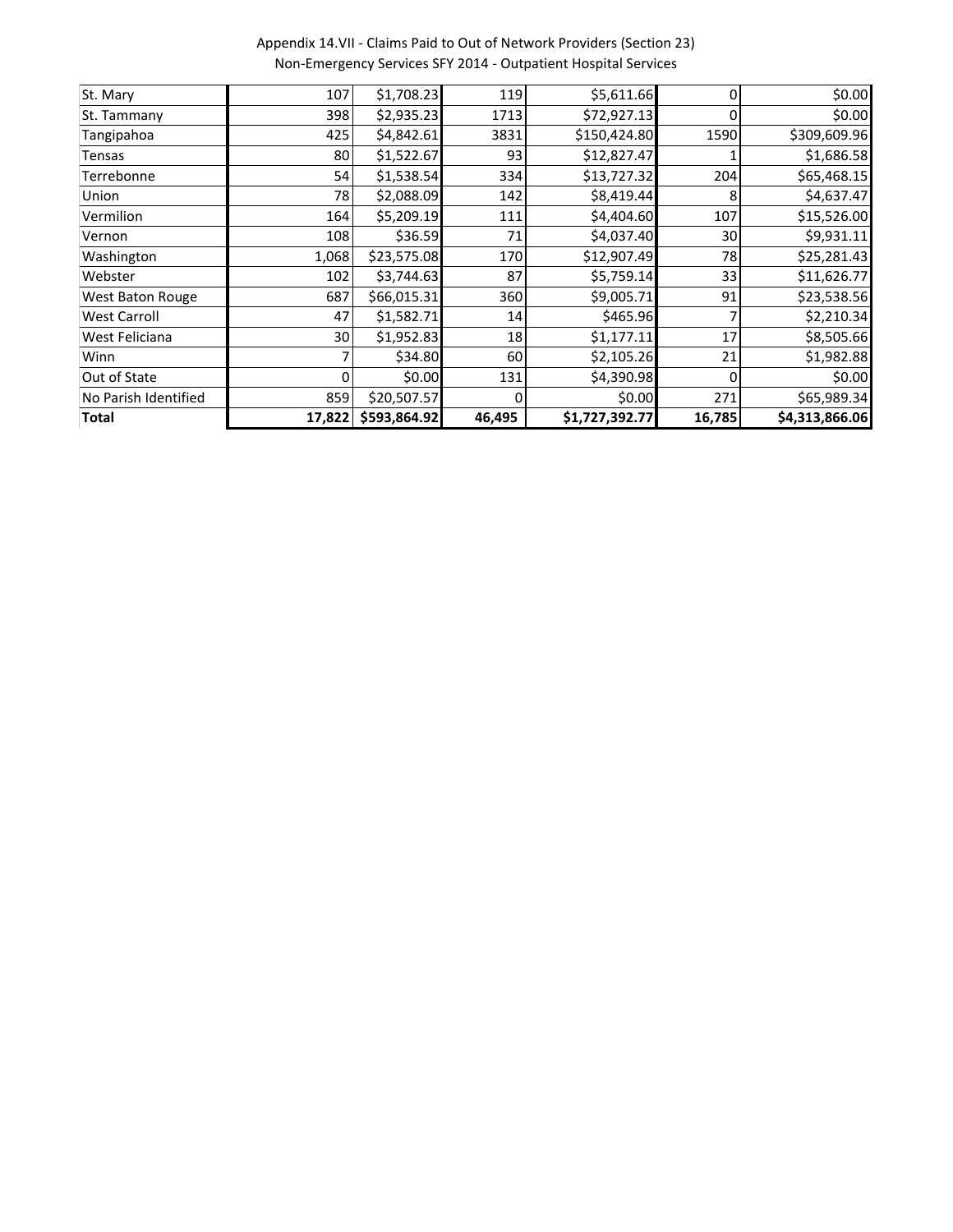Appendix 14.VII - Claims Paid to Out of Network Providers (Section 23)
Non-Emergency Services SFY 2014 - Outpatient Hospital Services

| | | | | | | |
|---|---|---|---|---|---|---|
| St. Mary | 107 | $1,708.23 | 119 | $5,611.66 | 0 | $0.00 |
| St. Tammany | 398 | $2,935.23 | 1713 | $72,927.13 | 0 | $0.00 |
| Tangipahoa | 425 | $4,842.61 | 3831 | $150,424.80 | 1590 | $309,609.96 |
| Tensas | 80 | $1,522.67 | 93 | $12,827.47 | 1 | $1,686.58 |
| Terrebonne | 54 | $1,538.54 | 334 | $13,727.32 | 204 | $65,468.15 |
| Union | 78 | $2,088.09 | 142 | $8,419.44 | 8 | $4,637.47 |
| Vermilion | 164 | $5,209.19 | 111 | $4,404.60 | 107 | $15,526.00 |
| Vernon | 108 | $36.59 | 71 | $4,037.40 | 30 | $9,931.11 |
| Washington | 1,068 | $23,575.08 | 170 | $12,907.49 | 78 | $25,281.43 |
| Webster | 102 | $3,744.63 | 87 | $5,759.14 | 33 | $11,626.77 |
| West Baton Rouge | 687 | $66,015.31 | 360 | $9,005.71 | 91 | $23,538.56 |
| West Carroll | 47 | $1,582.71 | 14 | $465.96 | 7 | $2,210.34 |
| West Feliciana | 30 | $1,952.83 | 18 | $1,177.11 | 17 | $8,505.66 |
| Winn | 7 | $34.80 | 60 | $2,105.26 | 21 | $1,982.88 |
| Out of State | 0 | $0.00 | 131 | $4,390.98 | 0 | $0.00 |
| No Parish Identified | 859 | $20,507.57 | 0 | $0.00 | 271 | $65,989.34 |
| **Total** | **17,822** | **$593,864.92** | **46,495** | **$1,727,392.77** | **16,785** | **$4,313,866.06** |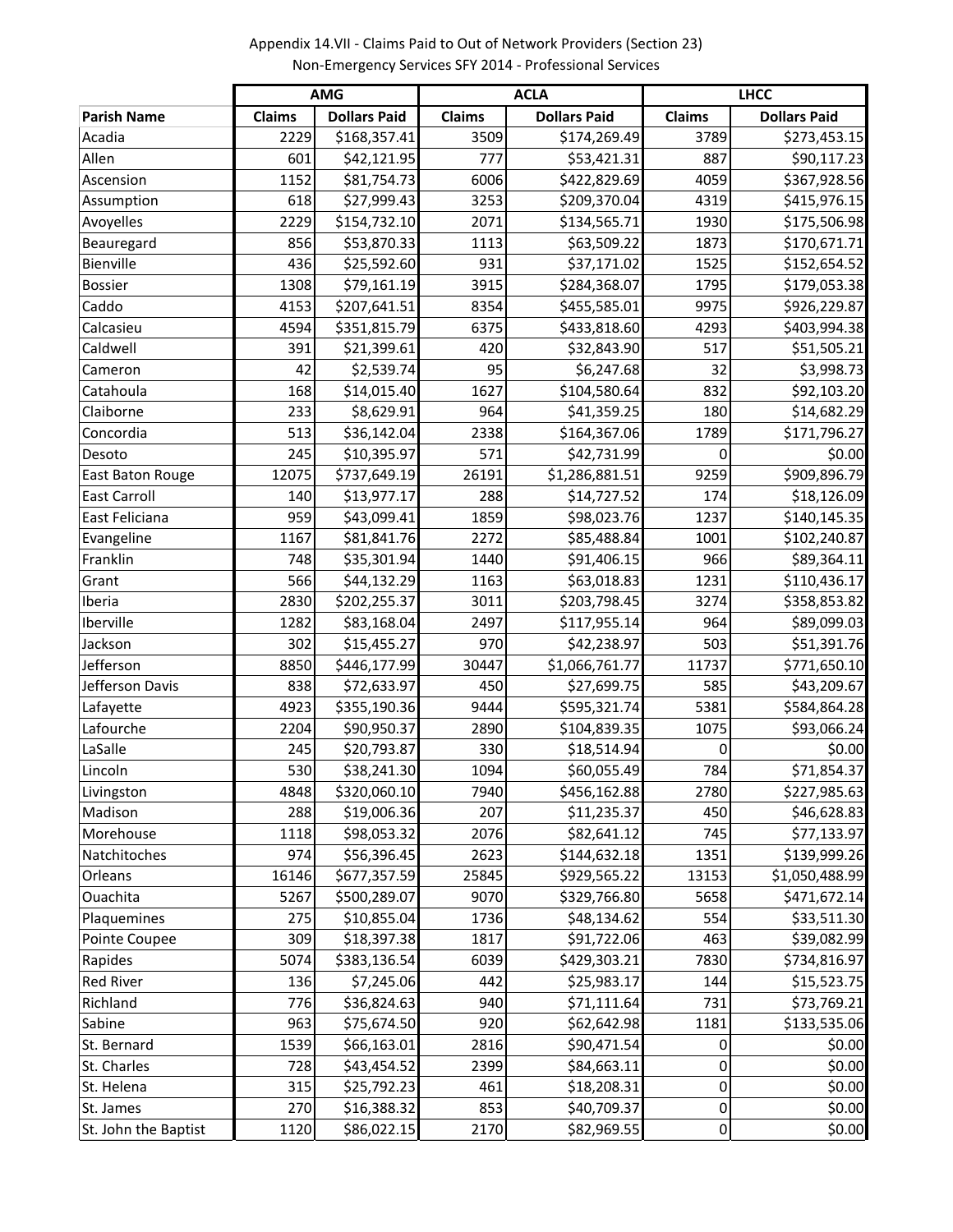Appendix 14.VII - Claims Paid to Out of Network Providers (Section 23)
Non-Emergency Services SFY 2014 - Professional Services

| | AMG | | ACLA | | LHCC | |
|---|---|---|---|---|---|---|
| Parish Name | Claims | Dollars Paid | Claims | Dollars Paid | Claims | Dollars Paid |
| Acadia | 2229 | $168,357.41 | 3509 | $174,269.49 | 3789 | $273,453.15 |
| Allen | 601 | $42,121.95 | 777 | $53,421.31 | 887 | $90,117.23 |
| Ascension | 1152 | $81,754.73 | 6006 | $422,829.69 | 4059 | $367,928.56 |
| Assumption | 618 | $27,999.43 | 3253 | $209,370.04 | 4319 | $415,976.15 |
| Avoyelles | 2229 | $154,732.10 | 2071 | $134,565.71 | 1930 | $175,506.98 |
| Beauregard | 856 | $53,870.33 | 1113 | $63,509.22 | 1873 | $170,671.71 |
| Bienville | 436 | $25,592.60 | 931 | $37,171.02 | 1525 | $152,654.52 |
| Bossier | 1308 | $79,161.19 | 3915 | $284,368.07 | 1795 | $179,053.38 |
| Caddo | 4153 | $207,641.51 | 8354 | $455,585.01 | 9975 | $926,229.87 |
| Calcasieu | 4594 | $351,815.79 | 6375 | $433,818.60 | 4293 | $403,994.38 |
| Caldwell | 391 | $21,399.61 | 420 | $32,843.90 | 517 | $51,505.21 |
| Cameron | 42 | $2,539.74 | 95 | $6,247.68 | 32 | $3,998.73 |
| Catahoula | 168 | $14,015.40 | 1627 | $104,580.64 | 832 | $92,103.20 |
| Claiborne | 233 | $8,629.91 | 964 | $41,359.25 | 180 | $14,682.29 |
| Concordia | 513 | $36,142.04 | 2338 | $164,367.06 | 1789 | $171,796.27 |
| Desoto | 245 | $10,395.97 | 571 | $42,731.99 | 0 | $0.00 |
| East Baton Rouge | 12075 | $737,649.19 | 26191 | $1,286,881.51 | 9259 | $909,896.79 |
| East Carroll | 140 | $13,977.17 | 288 | $14,727.52 | 174 | $18,126.09 |
| East Feliciana | 959 | $43,099.41 | 1859 | $98,023.76 | 1237 | $140,145.35 |
| Evangeline | 1167 | $81,841.76 | 2272 | $85,488.84 | 1001 | $102,240.87 |
| Franklin | 748 | $35,301.94 | 1440 | $91,406.15 | 966 | $89,364.11 |
| Grant | 566 | $44,132.29 | 1163 | $63,018.83 | 1231 | $110,436.17 |
| Iberia | 2830 | $202,255.37 | 3011 | $203,798.45 | 3274 | $358,853.82 |
| Iberville | 1282 | $83,168.04 | 2497 | $117,955.14 | 964 | $89,099.03 |
| Jackson | 302 | $15,455.27 | 970 | $42,238.97 | 503 | $51,391.76 |
| Jefferson | 8850 | $446,177.99 | 30447 | $1,066,761.77 | 11737 | $771,650.10 |
| Jefferson Davis | 838 | $72,633.97 | 450 | $27,699.75 | 585 | $43,209.67 |
| Lafayette | 4923 | $355,190.36 | 9444 | $595,321.74 | 5381 | $584,864.28 |
| Lafourche | 2204 | $90,950.37 | 2890 | $104,839.35 | 1075 | $93,066.24 |
| LaSalle | 245 | $20,793.87 | 330 | $18,514.94 | 0 | $0.00 |
| Lincoln | 530 | $38,241.30 | 1094 | $60,055.49 | 784 | $71,854.37 |
| Livingston | 4848 | $320,060.10 | 7940 | $456,162.88 | 2780 | $227,985.63 |
| Madison | 288 | $19,006.36 | 207 | $11,235.37 | 450 | $46,628.83 |
| Morehouse | 1118 | $98,053.32 | 2076 | $82,641.12 | 745 | $77,133.97 |
| Natchitoches | 974 | $56,396.45 | 2623 | $144,632.18 | 1351 | $139,999.26 |
| Orleans | 16146 | $677,357.59 | 25845 | $929,565.22 | 13153 | $1,050,488.99 |
| Ouachita | 5267 | $500,289.07 | 9070 | $329,766.80 | 5658 | $471,672.14 |
| Plaquemines | 275 | $10,855.04 | 1736 | $48,134.62 | 554 | $33,511.30 |
| Pointe Coupee | 309 | $18,397.38 | 1817 | $91,722.06 | 463 | $39,082.99 |
| Rapides | 5074 | $383,136.54 | 6039 | $429,303.21 | 7830 | $734,816.97 |
| Red River | 136 | $7,245.06 | 442 | $25,983.17 | 144 | $15,523.75 |
| Richland | 776 | $36,824.63 | 940 | $71,111.64 | 731 | $73,769.21 |
| Sabine | 963 | $75,674.50 | 920 | $62,642.98 | 1181 | $133,535.06 |
| St. Bernard | 1539 | $66,163.01 | 2816 | $90,471.54 | 0 | $0.00 |
| St. Charles | 728 | $43,454.52 | 2399 | $84,663.11 | 0 | $0.00 |
| St. Helena | 315 | $25,792.23 | 461 | $18,208.31 | 0 | $0.00 |
| St. James | 270 | $16,388.32 | 853 | $40,709.37 | 0 | $0.00 |
| St. John the Baptist | 1120 | $86,022.15 | 2170 | $82,969.55 | 0 | $0.00 |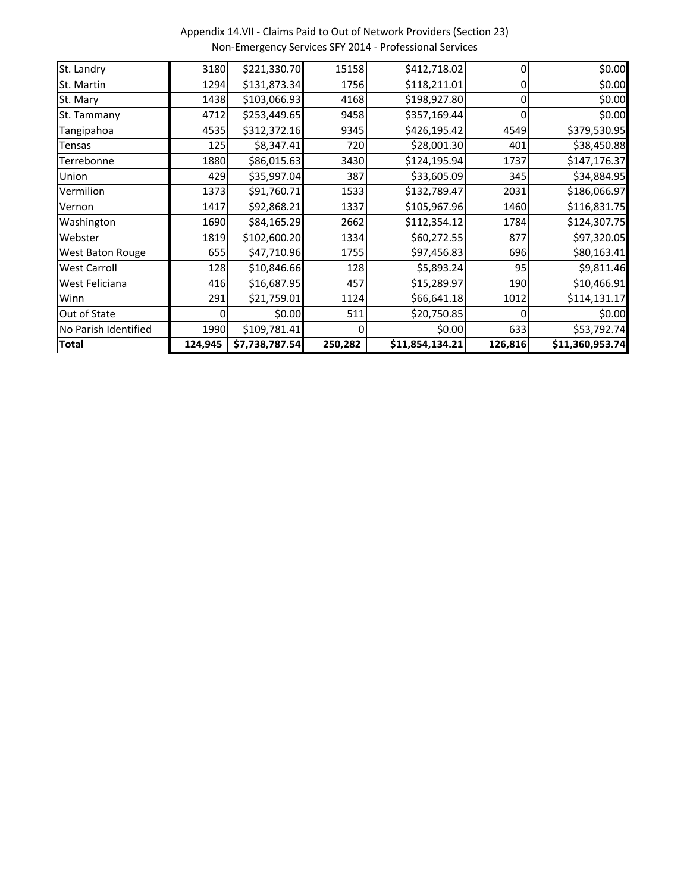Appendix 14.VII - Claims Paid to Out of Network Providers (Section 23)
Non-Emergency Services SFY 2014 - Professional Services

| | | | | | | |
|---|---|---|---|---|---|---|
| St. Landry | 3180 | $221,330.70 | 15158 | $412,718.02 | 0 | $0.00 |
| St. Martin | 1294 | $131,873.34 | 1756 | $118,211.01 | 0 | $0.00 |
| St. Mary | 1438 | $103,066.93 | 4168 | $198,927.80 | 0 | $0.00 |
| St. Tammany | 4712 | $253,449.65 | 9458 | $357,169.44 | 0 | $0.00 |
| Tangipahoa | 4535 | $312,372.16 | 9345 | $426,195.42 | 4549 | $379,530.95 |
| Tensas | 125 | $8,347.41 | 720 | $28,001.30 | 401 | $38,450.88 |
| Terrebonne | 1880 | $86,015.63 | 3430 | $124,195.94 | 1737 | $147,176.37 |
| Union | 429 | $35,997.04 | 387 | $33,605.09 | 345 | $34,884.95 |
| Vermilion | 1373 | $91,760.71 | 1533 | $132,789.47 | 2031 | $186,066.97 |
| Vernon | 1417 | $92,868.21 | 1337 | $105,967.96 | 1460 | $116,831.75 |
| Washington | 1690 | $84,165.29 | 2662 | $112,354.12 | 1784 | $124,307.75 |
| Webster | 1819 | $102,600.20 | 1334 | $60,272.55 | 877 | $97,320.05 |
| West Baton Rouge | 655 | $47,710.96 | 1755 | $97,456.83 | 696 | $80,163.41 |
| West Carroll | 128 | $10,846.66 | 128 | $5,893.24 | 95 | $9,811.46 |
| West Feliciana | 416 | $16,687.95 | 457 | $15,289.97 | 190 | $10,466.91 |
| Winn | 291 | $21,759.01 | 1124 | $66,641.18 | 1012 | $114,131.17 |
| Out of State | 0 | $0.00 | 511 | $20,750.85 | 0 | $0.00 |
| No Parish Identified | 1990 | $109,781.41 | 0 | $0.00 | 633 | $53,792.74 |
| **Total** | **124,945** | **$7,738,787.54** | **250,282** | **$11,854,134.21** | **126,816** | **$11,360,953.74** |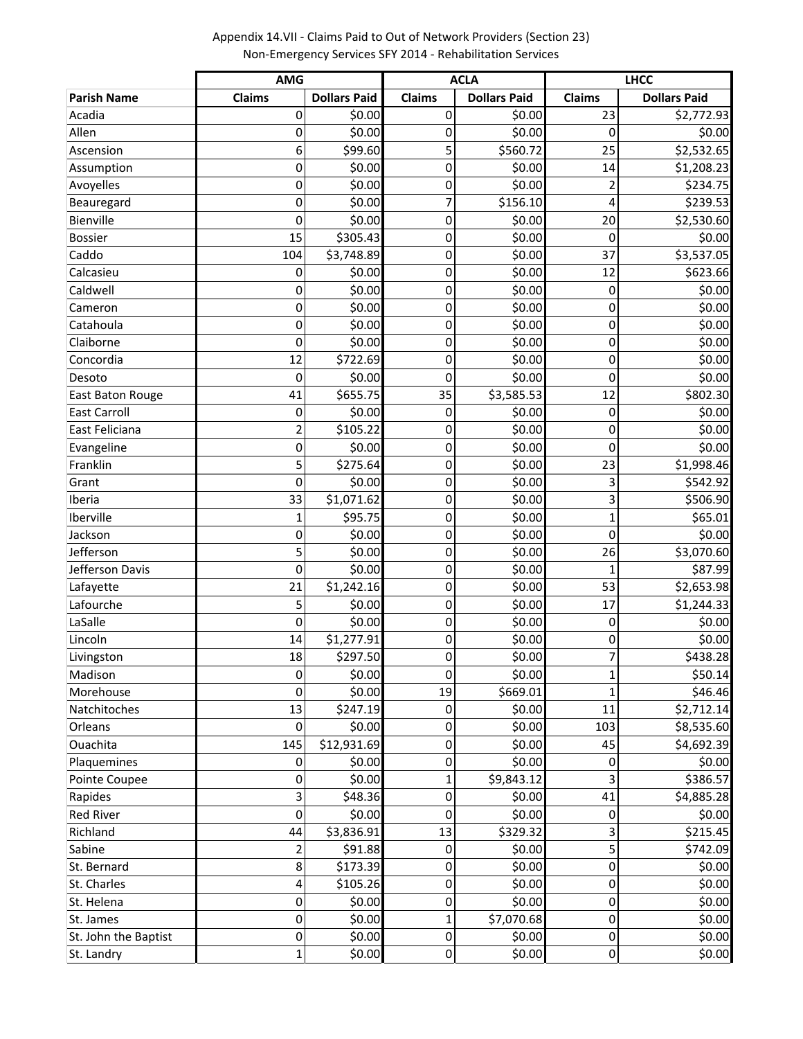Appendix 14.VII - Claims Paid to Out of Network Providers (Section 23)
Non-Emergency Services SFY 2014 - Rehabilitation Services

| | AMG | | ACLA | | LHCC | |
|---|---|---|---|---|---|---|
| Parish Name | Claims | Dollars Paid | Claims | Dollars Paid | Claims | Dollars Paid |
| Acadia | 0 | $0.00 | 0 | $0.00 | 23 | $2,772.93 |
| Allen | 0 | $0.00 | 0 | $0.00 | 0 | $0.00 |
| Ascension | 6 | $99.60 | 5 | $560.72 | 25 | $2,532.65 |
| Assumption | 0 | $0.00 | 0 | $0.00 | 14 | $1,208.23 |
| Avoyelles | 0 | $0.00 | 0 | $0.00 | 2 | $234.75 |
| Beauregard | 0 | $0.00 | 7 | $156.10 | 4 | $239.53 |
| Bienville | 0 | $0.00 | 0 | $0.00 | 20 | $2,530.60 |
| Bossier | 15 | $305.43 | 0 | $0.00 | 0 | $0.00 |
| Caddo | 104 | $3,748.89 | 0 | $0.00 | 37 | $3,537.05 |
| Calcasieu | 0 | $0.00 | 0 | $0.00 | 12 | $623.66 |
| Caldwell | 0 | $0.00 | 0 | $0.00 | 0 | $0.00 |
| Cameron | 0 | $0.00 | 0 | $0.00 | 0 | $0.00 |
| Catahoula | 0 | $0.00 | 0 | $0.00 | 0 | $0.00 |
| Claiborne | 0 | $0.00 | 0 | $0.00 | 0 | $0.00 |
| Concordia | 12 | $722.69 | 0 | $0.00 | 0 | $0.00 |
| Desoto | 0 | $0.00 | 0 | $0.00 | 0 | $0.00 |
| East Baton Rouge | 41 | $655.75 | 35 | $3,585.53 | 12 | $802.30 |
| East Carroll | 0 | $0.00 | 0 | $0.00 | 0 | $0.00 |
| East Feliciana | 2 | $105.22 | 0 | $0.00 | 0 | $0.00 |
| Evangeline | 0 | $0.00 | 0 | $0.00 | 0 | $0.00 |
| Franklin | 5 | $275.64 | 0 | $0.00 | 23 | $1,998.46 |
| Grant | 0 | $0.00 | 0 | $0.00 | 3 | $542.92 |
| Iberia | 33 | $1,071.62 | 0 | $0.00 | 3 | $506.90 |
| Iberville | 1 | $95.75 | 0 | $0.00 | 1 | $65.01 |
| Jackson | 0 | $0.00 | 0 | $0.00 | 0 | $0.00 |
| Jefferson | 5 | $0.00 | 0 | $0.00 | 26 | $3,070.60 |
| Jefferson Davis | 0 | $0.00 | 0 | $0.00 | 1 | $87.99 |
| Lafayette | 21 | $1,242.16 | 0 | $0.00 | 53 | $2,653.98 |
| Lafourche | 5 | $0.00 | 0 | $0.00 | 17 | $1,244.33 |
| LaSalle | 0 | $0.00 | 0 | $0.00 | 0 | $0.00 |
| Lincoln | 14 | $1,277.91 | 0 | $0.00 | 0 | $0.00 |
| Livingston | 18 | $297.50 | 0 | $0.00 | 7 | $438.28 |
| Madison | 0 | $0.00 | 0 | $0.00 | 1 | $50.14 |
| Morehouse | 0 | $0.00 | 19 | $669.01 | 1 | $46.46 |
| Natchitoches | 13 | $247.19 | 0 | $0.00 | 11 | $2,712.14 |
| Orleans | 0 | $0.00 | 0 | $0.00 | 103 | $8,535.60 |
| Ouachita | 145 | $12,931.69 | 0 | $0.00 | 45 | $4,692.39 |
| Plaquemines | 0 | $0.00 | 0 | $0.00 | 0 | $0.00 |
| Pointe Coupee | 0 | $0.00 | 1 | $9,843.12 | 3 | $386.57 |
| Rapides | 3 | $48.36 | 0 | $0.00 | 41 | $4,885.28 |
| Red River | 0 | $0.00 | 0 | $0.00 | 0 | $0.00 |
| Richland | 44 | $3,836.91 | 13 | $329.32 | 3 | $215.45 |
| Sabine | 2 | $91.88 | 0 | $0.00 | 5 | $742.09 |
| St. Bernard | 8 | $173.39 | 0 | $0.00 | 0 | $0.00 |
| St. Charles | 4 | $105.26 | 0 | $0.00 | 0 | $0.00 |
| St. Helena | 0 | $0.00 | 0 | $0.00 | 0 | $0.00 |
| St. James | 0 | $0.00 | 1 | $7,070.68 | 0 | $0.00 |
| St. John the Baptist | 0 | $0.00 | 0 | $0.00 | 0 | $0.00 |
| St. Landry | 1 | $0.00 | 0 | $0.00 | 0 | $0.00 |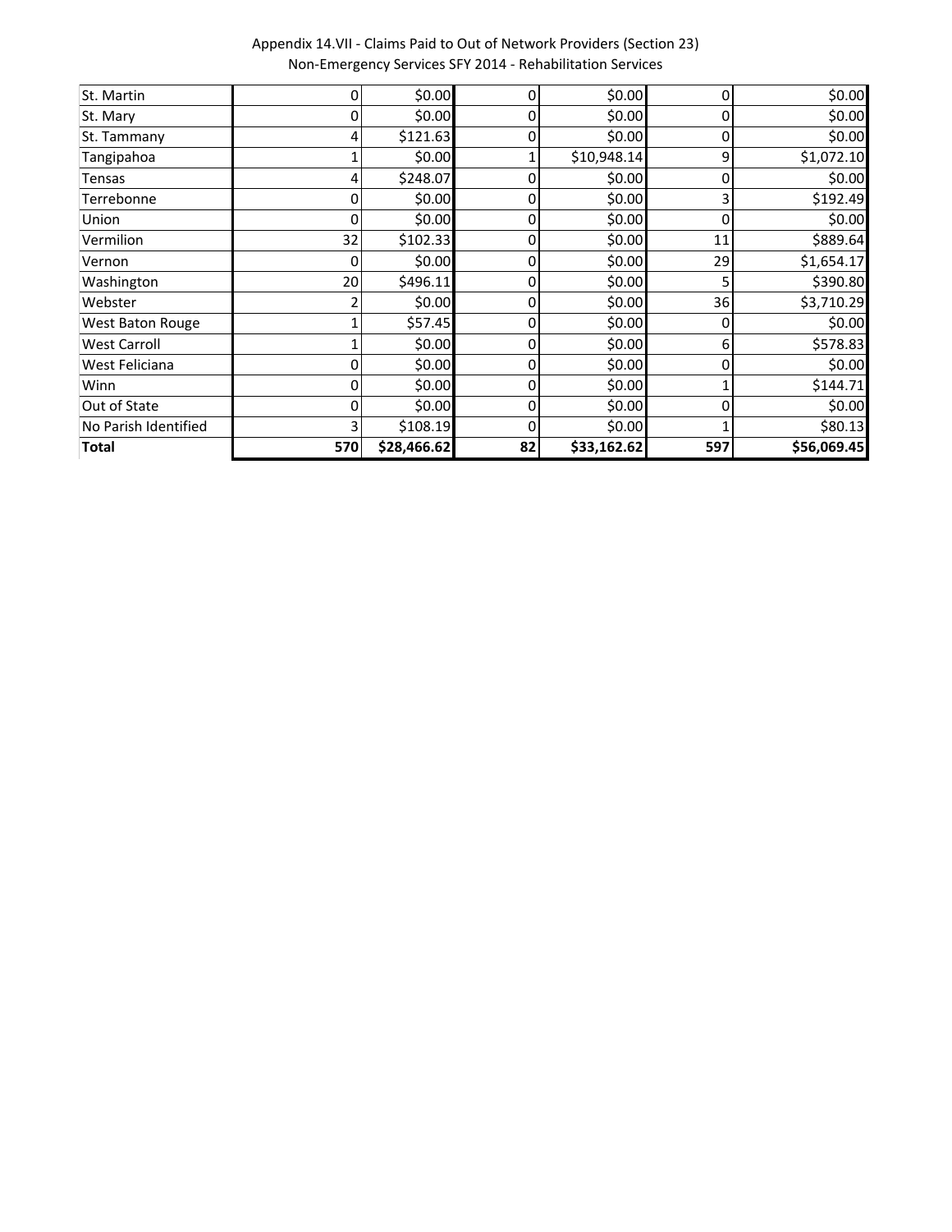Appendix 14.VII - Claims Paid to Out of Network Providers (Section 23)
Non-Emergency Services SFY 2014 - Rehabilitation Services

| | | | | | | |
|---|---|---|---|---|---|---|
| St. Martin | 0 | $0.00 | 0 | $0.00 | 0 | $0.00 |
| St. Mary | 0 | $0.00 | 0 | $0.00 | 0 | $0.00 |
| St. Tammany | 4 | $121.63 | 0 | $0.00 | 0 | $0.00 |
| Tangipahoa | 1 | $0.00 | 1 | $10,948.14 | 9 | $1,072.10 |
| Tensas | 4 | $248.07 | 0 | $0.00 | 0 | $0.00 |
| Terrebonne | 0 | $0.00 | 0 | $0.00 | 3 | $192.49 |
| Union | 0 | $0.00 | 0 | $0.00 | 0 | $0.00 |
| Vermilion | 32 | $102.33 | 0 | $0.00 | 11 | $889.64 |
| Vernon | 0 | $0.00 | 0 | $0.00 | 29 | $1,654.17 |
| Washington | 20 | $496.11 | 0 | $0.00 | 5 | $390.80 |
| Webster | 2 | $0.00 | 0 | $0.00 | 36 | $3,710.29 |
| West Baton Rouge | 1 | $57.45 | 0 | $0.00 | 0 | $0.00 |
| West Carroll | 1 | $0.00 | 0 | $0.00 | 6 | $578.83 |
| West Feliciana | 0 | $0.00 | 0 | $0.00 | 0 | $0.00 |
| Winn | 0 | $0.00 | 0 | $0.00 | 1 | $144.71 |
| Out of State | 0 | $0.00 | 0 | $0.00 | 0 | $0.00 |
| No Parish Identified | 3 | $108.19 | 0 | $0.00 | 1 | $80.13 |
| **Total** | **570** | **$28,466.62** | **82** | **$33,162.62** | **597** | **$56,069.45** |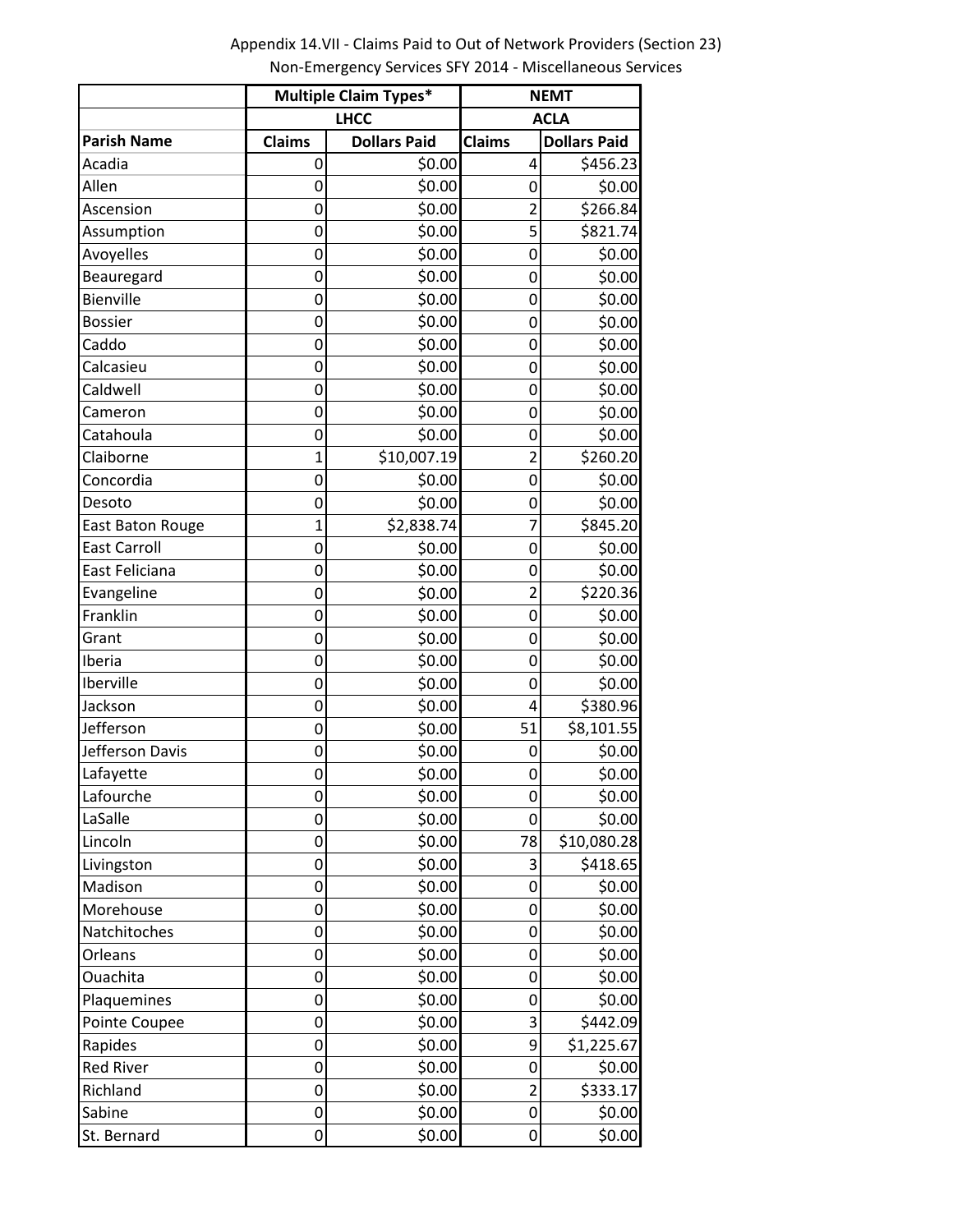Appendix 14.VII - Claims Paid to Out of Network Providers (Section 23)
Non-Emergency Services SFY 2014 - Miscellaneous Services

| | Multiple Claim Types* | | NEMT | |
|---|---|---|---|---|
| | LHCC | | ACLA | |
| Parish Name | Claims | Dollars Paid | Claims | Dollars Paid |
| Acadia | 0 | $0.00 | 4 | $456.23 |
| Allen | 0 | $0.00 | 0 | $0.00 |
| Ascension | 0 | $0.00 | 2 | $266.84 |
| Assumption | 0 | $0.00 | 5 | $821.74 |
| Avoyelles | 0 | $0.00 | 0 | $0.00 |
| Beauregard | 0 | $0.00 | 0 | $0.00 |
| Bienville | 0 | $0.00 | 0 | $0.00 |
| Bossier | 0 | $0.00 | 0 | $0.00 |
| Caddo | 0 | $0.00 | 0 | $0.00 |
| Calcasieu | 0 | $0.00 | 0 | $0.00 |
| Caldwell | 0 | $0.00 | 0 | $0.00 |
| Cameron | 0 | $0.00 | 0 | $0.00 |
| Catahoula | 0 | $0.00 | 0 | $0.00 |
| Claiborne | 1 | $10,007.19 | 2 | $260.20 |
| Concordia | 0 | $0.00 | 0 | $0.00 |
| Desoto | 0 | $0.00 | 0 | $0.00 |
| East Baton Rouge | 1 | $2,838.74 | 7 | $845.20 |
| East Carroll | 0 | $0.00 | 0 | $0.00 |
| East Feliciana | 0 | $0.00 | 0 | $0.00 |
| Evangeline | 0 | $0.00 | 2 | $220.36 |
| Franklin | 0 | $0.00 | 0 | $0.00 |
| Grant | 0 | $0.00 | 0 | $0.00 |
| Iberia | 0 | $0.00 | 0 | $0.00 |
| Iberville | 0 | $0.00 | 0 | $0.00 |
| Jackson | 0 | $0.00 | 4 | $380.96 |
| Jefferson | 0 | $0.00 | 51 | $8,101.55 |
| Jefferson Davis | 0 | $0.00 | 0 | $0.00 |
| Lafayette | 0 | $0.00 | 0 | $0.00 |
| Lafourche | 0 | $0.00 | 0 | $0.00 |
| LaSalle | 0 | $0.00 | 0 | $0.00 |
| Lincoln | 0 | $0.00 | 78 | $10,080.28 |
| Livingston | 0 | $0.00 | 3 | $418.65 |
| Madison | 0 | $0.00 | 0 | $0.00 |
| Morehouse | 0 | $0.00 | 0 | $0.00 |
| Natchitoches | 0 | $0.00 | 0 | $0.00 |
| Orleans | 0 | $0.00 | 0 | $0.00 |
| Ouachita | 0 | $0.00 | 0 | $0.00 |
| Plaquemines | 0 | $0.00 | 0 | $0.00 |
| Pointe Coupee | 0 | $0.00 | 3 | $442.09 |
| Rapides | 0 | $0.00 | 9 | $1,225.67 |
| Red River | 0 | $0.00 | 0 | $0.00 |
| Richland | 0 | $0.00 | 2 | $333.17 |
| Sabine | 0 | $0.00 | 0 | $0.00 |
| St. Bernard | 0 | $0.00 | 0 | $0.00 |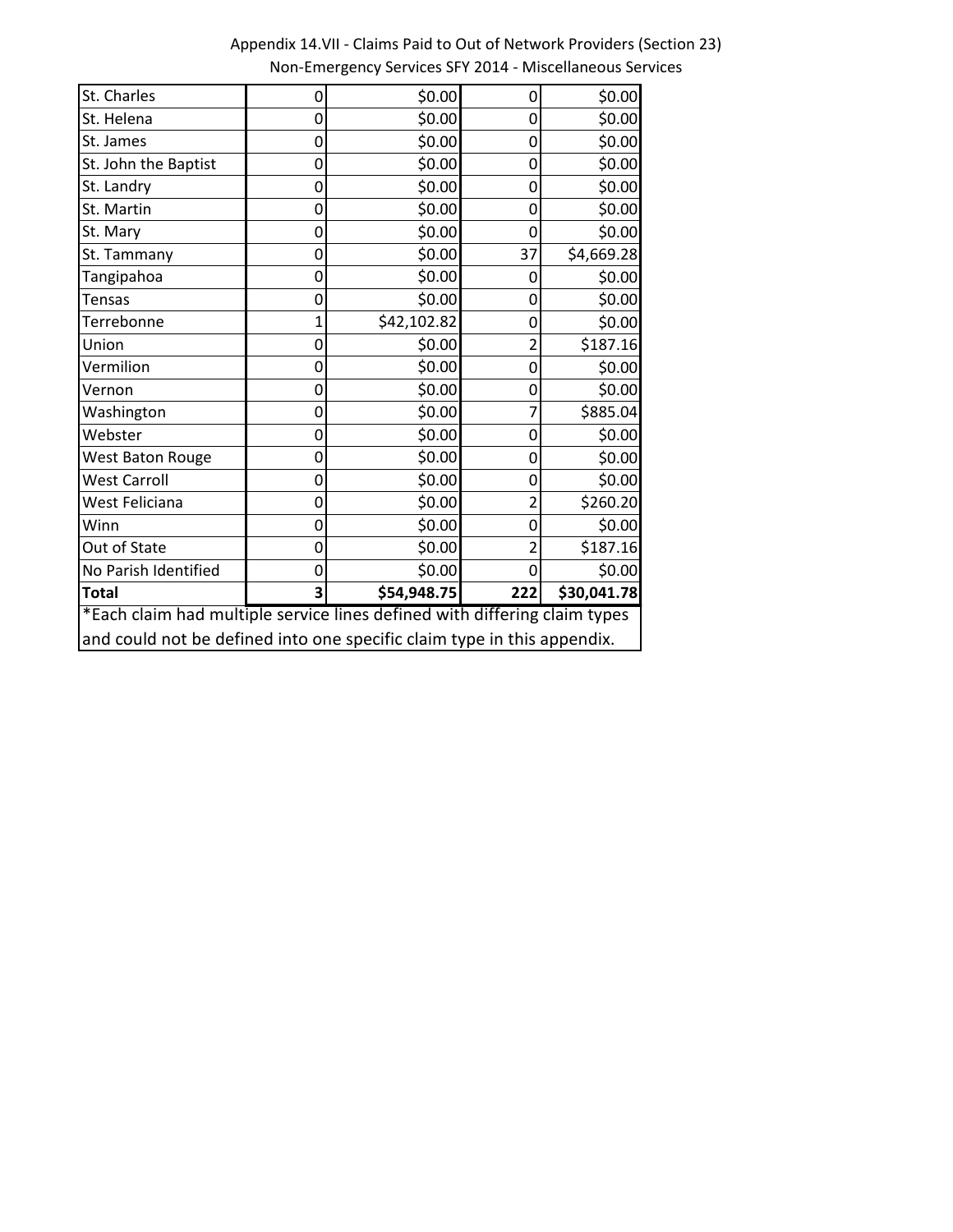Appendix 14.VII - Claims Paid to Out of Network Providers (Section 23)
Non-Emergency Services SFY 2014 - Miscellaneous Services

| | | | | |
|---|---|---|---|---|
| St. Charles | 0 | $0.00 | 0 | $0.00 |
| St. Helena | 0 | $0.00 | 0 | $0.00 |
| St. James | 0 | $0.00 | 0 | $0.00 |
| St. John the Baptist | 0 | $0.00 | 0 | $0.00 |
| St. Landry | 0 | $0.00 | 0 | $0.00 |
| St. Martin | 0 | $0.00 | 0 | $0.00 |
| St. Mary | 0 | $0.00 | 0 | $0.00 |
| St. Tammany | 0 | $0.00 | 37 | $4,669.28 |
| Tangipahoa | 0 | $0.00 | 0 | $0.00 |
| Tensas | 0 | $0.00 | 0 | $0.00 |
| Terrebonne | 1 | $42,102.82 | 0 | $0.00 |
| Union | 0 | $0.00 | 2 | $187.16 |
| Vermilion | 0 | $0.00 | 0 | $0.00 |
| Vernon | 0 | $0.00 | 0 | $0.00 |
| Washington | 0 | $0.00 | 7 | $885.04 |
| Webster | 0 | $0.00 | 0 | $0.00 |
| West Baton Rouge | 0 | $0.00 | 0 | $0.00 |
| West Carroll | 0 | $0.00 | 0 | $0.00 |
| West Feliciana | 0 | $0.00 | 2 | $260.20 |
| Winn | 0 | $0.00 | 0 | $0.00 |
| Out of State | 0 | $0.00 | 2 | $187.16 |
| No Parish Identified | 0 | $0.00 | 0 | $0.00 |
| **Total** | **3** | **$54,948.75** | **222** | **$30,041.78** |

*Each claim had multiple service lines defined with differing claim types and could not be defined into one specific claim type in this appendix.